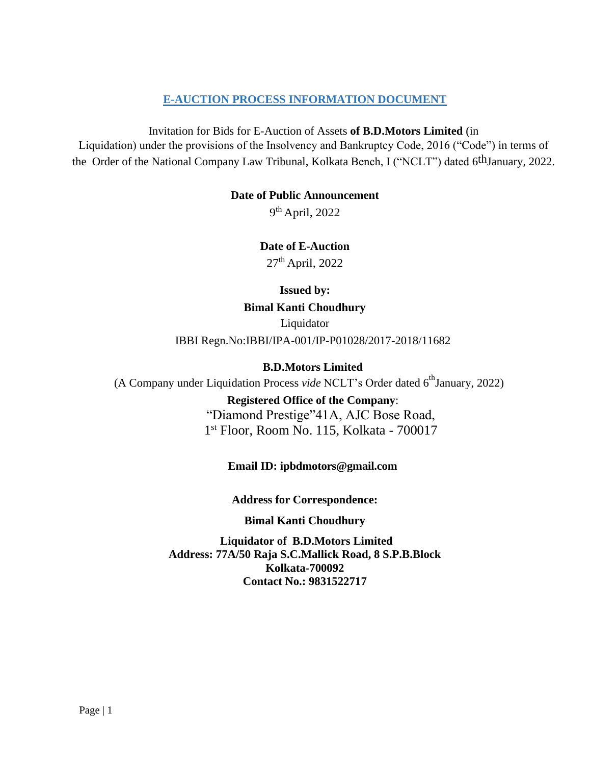# E-AUCTION PROCESS INFORMATION DOCUMENT

Invitation for Bids for E-Auction of Assets **of B.D.Motors Limited** (in Liquidation) under the provisions of the Insolvency and Bankruptcy Code, 2016 ("Code") in terms of the Order of the National Company Law Tribunal, Kolkata Bench, I ("NCLT") dated 6th January, 2022.

**Date of Public Announcement**

9th April, 2022

**Date of E-Auction**

27th April, 2022

**Issued by:**

**Bimal Kanti Choudhury**

Liquidator

IBBI Regn.No:IBBI/IPA-001/IP-P01028/2017-2018/11682

**B.D.Motors Limited**

(A Company under Liquidation Process *vide* NCLT's Order dated 6th January, 2022)

**Registered Office of the Company**:

"Diamond Prestige"41A, AJC Bose Road,
1st Floor, Room No. 115, Kolkata - 700017

**Email ID: ipbdmotors@gmail.com**

**Address for Correspondence:**

**Bimal Kanti Choudhury**

**Liquidator of B.D.Motors Limited**
**Address: 77A/50 Raja S.C.Mallick Road, 8 S.P.B.Block**
**Kolkata-700092**
**Contact No.: 9831522717**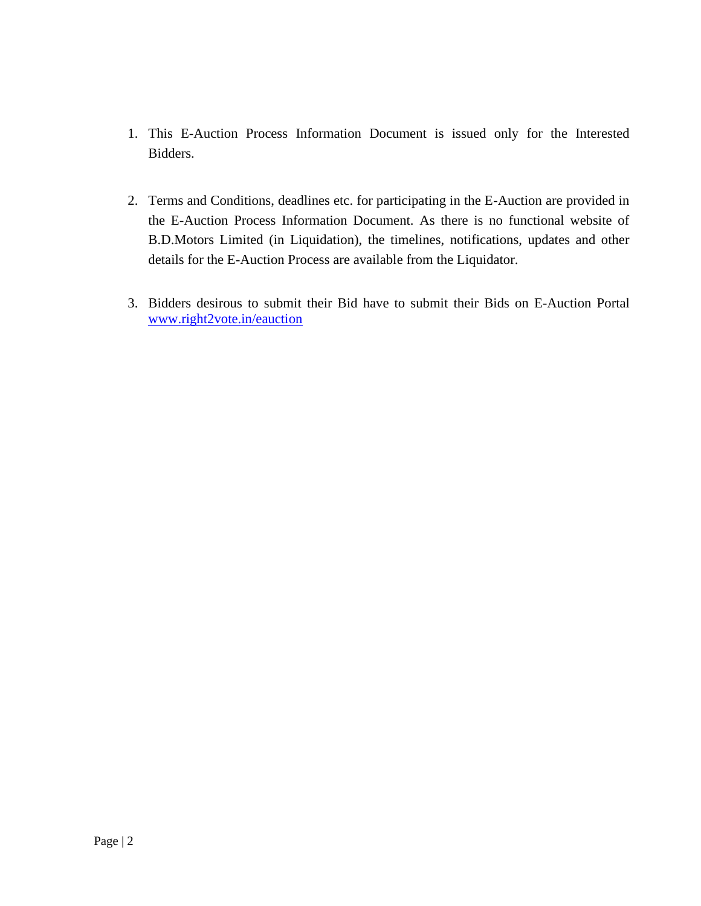1. This E-Auction Process Information Document is issued only for the Interested Bidders.

2. Terms and Conditions, deadlines etc. for participating in the E-Auction are provided in the E-Auction Process Information Document. As there is no functional website of B.D.Motors Limited (in Liquidation), the timelines, notifications, updates and other details for the E-Auction Process are available from the Liquidator.

3. Bidders desirous to submit their Bid have to submit their Bids on E-Auction Portal [www.right2vote.in/eauction](http://www.right2vote.in/eauction)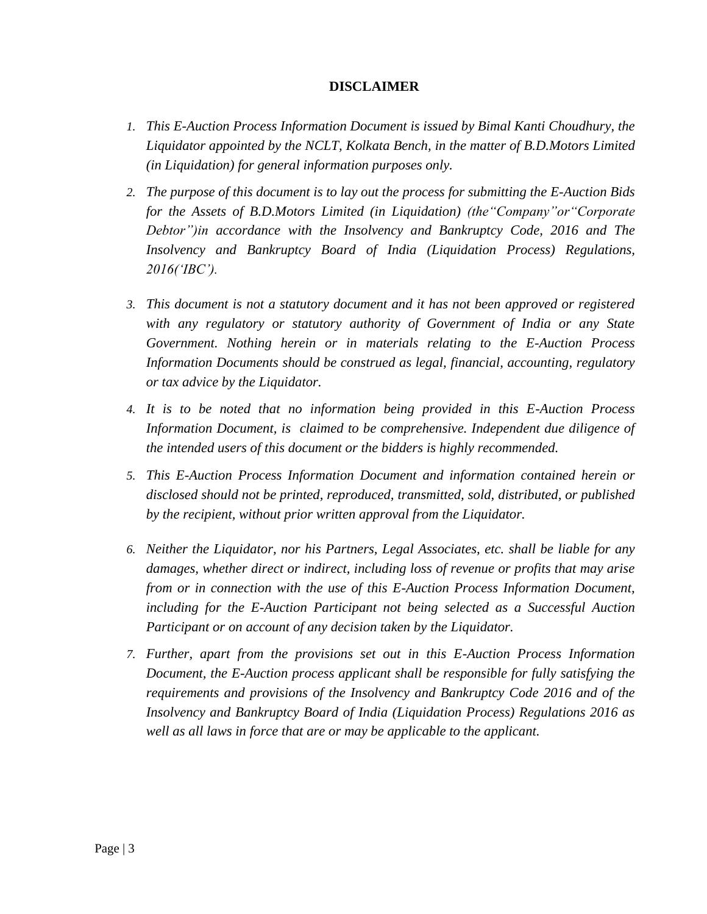# DISCLAIMER

1. *This E-Auction Process Information Document is issued by Bimal Kanti Choudhury, the Liquidator appointed by the NCLT, Kolkata Bench, in the matter of B.D.Motors Limited (in Liquidation) for general information purposes only.*
2. *The purpose of this document is to lay out the process for submitting the E-Auction Bids for the Assets of B.D.Motors Limited (in Liquidation) (the"Company"or"Corporate Debtor")in accordance with the Insolvency and Bankruptcy Code, 2016 and The Insolvency and Bankruptcy Board of India (Liquidation Process) Regulations, 2016('IBC').*
3. *This document is not a statutory document and it has not been approved or registered with any regulatory or statutory authority of Government of India or any State Government. Nothing herein or in materials relating to the E-Auction Process Information Documents should be construed as legal, financial, accounting, regulatory or tax advice by the Liquidator.*
4. *It is to be noted that no information being provided in this E-Auction Process Information Document, is claimed to be comprehensive. Independent due diligence of the intended users of this document or the bidders is highly recommended.*
5. *This E-Auction Process Information Document and information contained herein or disclosed should not be printed, reproduced, transmitted, sold, distributed, or published by the recipient, without prior written approval from the Liquidator.*
6. *Neither the Liquidator, nor his Partners, Legal Associates, etc. shall be liable for any damages, whether direct or indirect, including loss of revenue or profits that may arise from or in connection with the use of this E-Auction Process Information Document, including for the E-Auction Participant not being selected as a Successful Auction Participant or on account of any decision taken by the Liquidator.*
7. *Further, apart from the provisions set out in this E-Auction Process Information Document, the E-Auction process applicant shall be responsible for fully satisfying the requirements and provisions of the Insolvency and Bankruptcy Code 2016 and of the Insolvency and Bankruptcy Board of India (Liquidation Process) Regulations 2016 as well as all laws in force that are or may be applicable to the applicant.*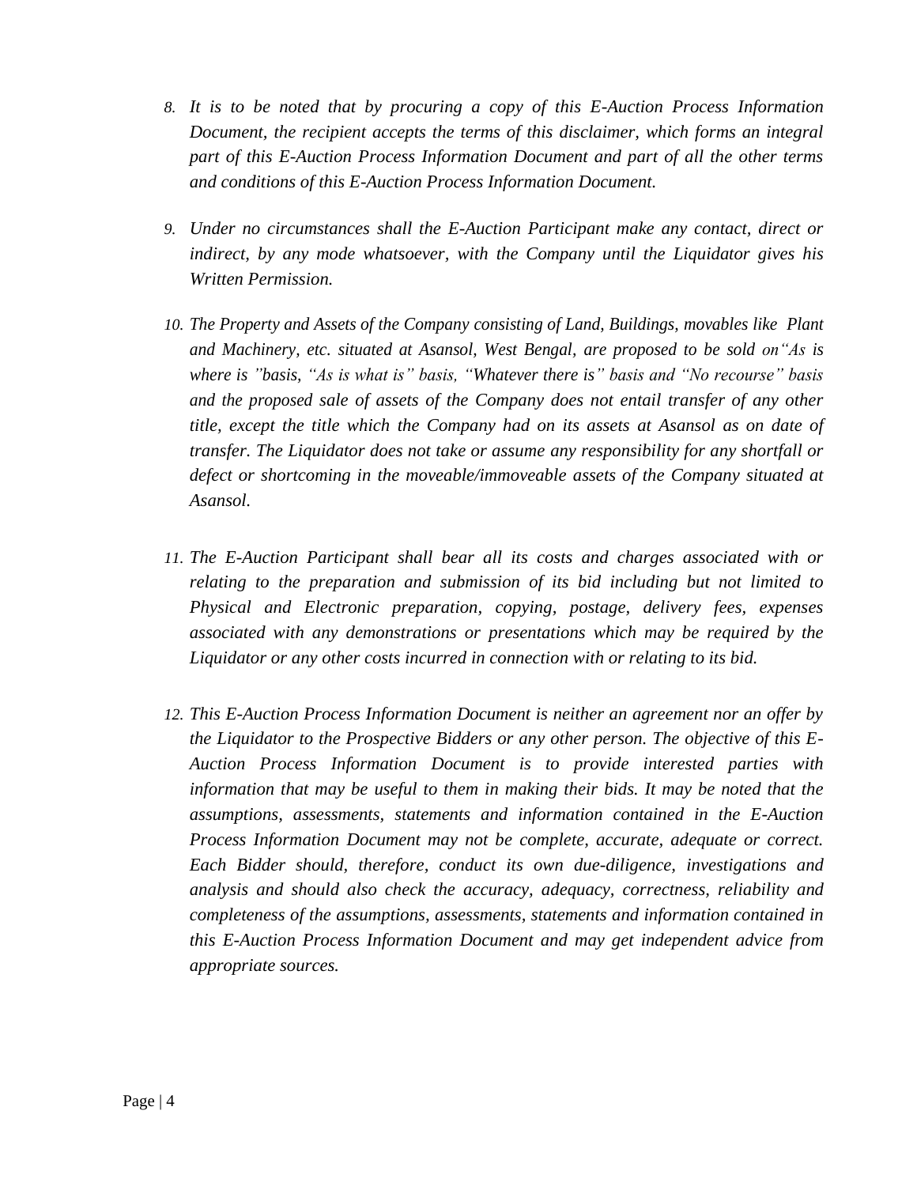8. *It is to be noted that by procuring a copy of this E-Auction Process Information Document, the recipient accepts the terms of this disclaimer, which forms an integral part of this E-Auction Process Information Document and part of all the other terms and conditions of this E-Auction Process Information Document.*

9. *Under no circumstances shall the E-Auction Participant make any contact, direct or indirect, by any mode whatsoever, with the Company until the Liquidator gives his Written Permission.*

10. *The Property and Assets of the Company consisting of Land, Buildings, movables like Plant and Machinery, etc. situated at Asansol, West Bengal, are proposed to be sold on"As is where is "basis, "As is what is" basis, "Whatever there is" basis and "No recourse" basis and the proposed sale of assets of the Company does not entail transfer of any other title, except the title which the Company had on its assets at Asansol as on date of transfer. The Liquidator does not take or assume any responsibility for any shortfall or defect or shortcoming in the moveable/immoveable assets of the Company situated at Asansol.*

11. *The E-Auction Participant shall bear all its costs and charges associated with or relating to the preparation and submission of its bid including but not limited to Physical and Electronic preparation, copying, postage, delivery fees, expenses associated with any demonstrations or presentations which may be required by the Liquidator or any other costs incurred in connection with or relating to its bid.*

12. *This E-Auction Process Information Document is neither an agreement nor an offer by the Liquidator to the Prospective Bidders or any other person. The objective of this E-Auction Process Information Document is to provide interested parties with information that may be useful to them in making their bids. It may be noted that the assumptions, assessments, statements and information contained in the E-Auction Process Information Document may not be complete, accurate, adequate or correct. Each Bidder should, therefore, conduct its own due-diligence, investigations and analysis and should also check the accuracy, adequacy, correctness, reliability and completeness of the assumptions, assessments, statements and information contained in this E-Auction Process Information Document and may get independent advice from appropriate sources.*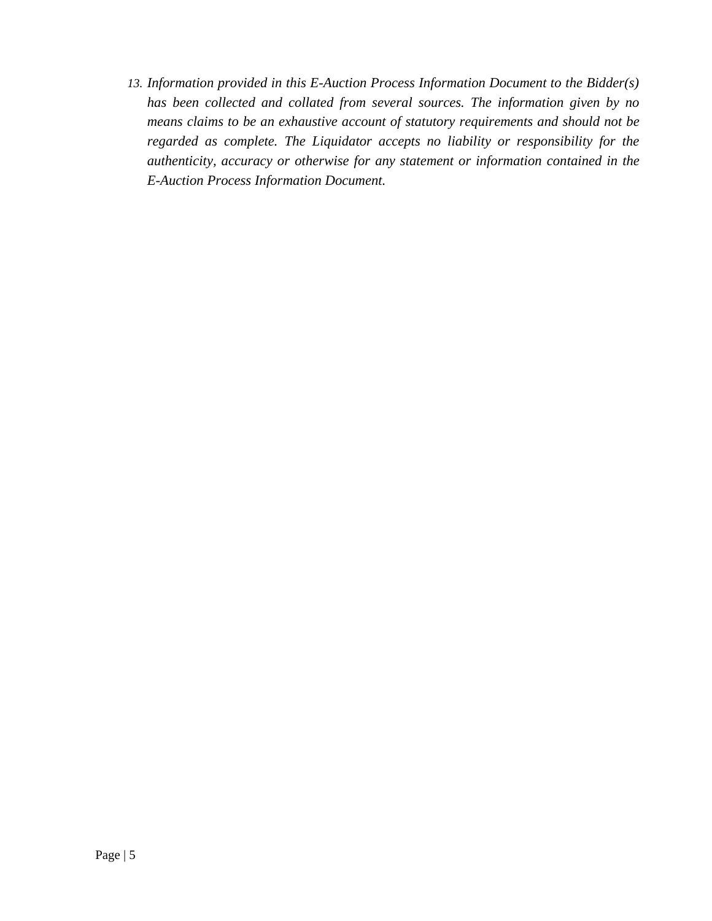13. *Information provided in this E-Auction Process Information Document to the Bidder(s) has been collected and collated from several sources. The information given by no means claims to be an exhaustive account of statutory requirements and should not be regarded as complete. The Liquidator accepts no liability or responsibility for the authenticity, accuracy or otherwise for any statement or information contained in the E-Auction Process Information Document.*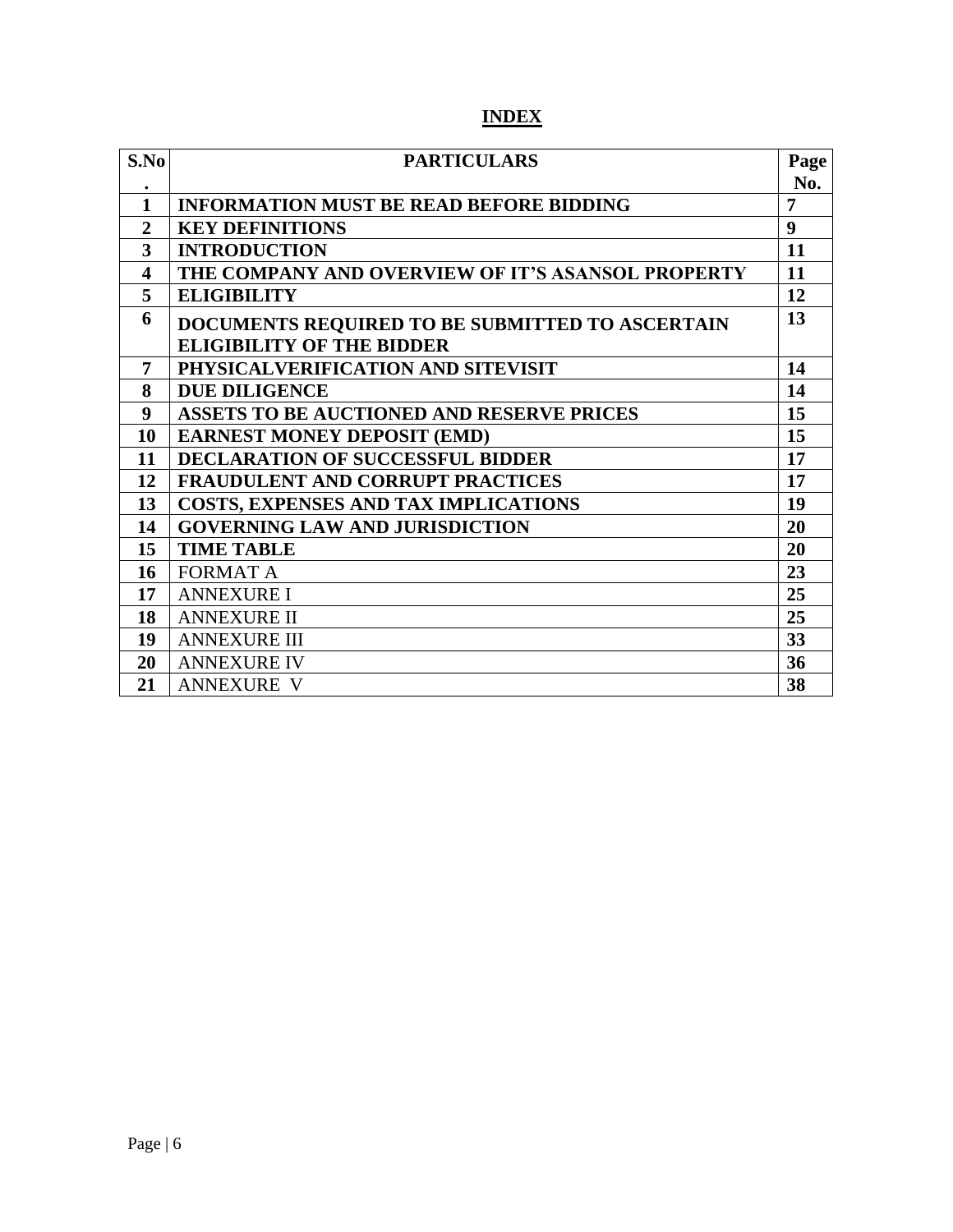# INDEX

| S.No. | PARTICULARS | Page No. |
|---|---|---|
| 1 | **INFORMATION MUST BE READ BEFORE BIDDING** | 7 |
| 2 | **KEY DEFINITIONS** | 9 |
| 3 | **INTRODUCTION** | 11 |
| 4 | **THE COMPANY AND OVERVIEW OF IT'S ASANSOL PROPERTY** | 11 |
| 5 | **ELIGIBILITY** | 12 |
| 6 | **DOCUMENTS REQUIRED TO BE SUBMITTED TO ASCERTAIN ELIGIBILITY OF THE BIDDER** | 13 |
| 7 | **PHYSICALVERIFICATION AND SITEVISIT** | 14 |
| 8 | **DUE DILIGENCE** | 14 |
| 9 | **ASSETS TO BE AUCTIONED AND RESERVE PRICES** | 15 |
| 10 | **EARNEST MONEY DEPOSIT (EMD)** | 15 |
| 11 | **DECLARATION OF SUCCESSFUL BIDDER** | 17 |
| 12 | **FRAUDULENT AND CORRUPT PRACTICES** | 17 |
| 13 | **COSTS, EXPENSES AND TAX IMPLICATIONS** | 19 |
| 14 | **GOVERNING LAW AND JURISDICTION** | 20 |
| 15 | **TIME TABLE** | 20 |
| 16 | FORMAT A | 23 |
| 17 | ANNEXURE I | 25 |
| 18 | ANNEXURE II | 25 |
| 19 | ANNEXURE III | 33 |
| 20 | ANNEXURE IV | 36 |
| 21 | ANNEXURE V | 38 |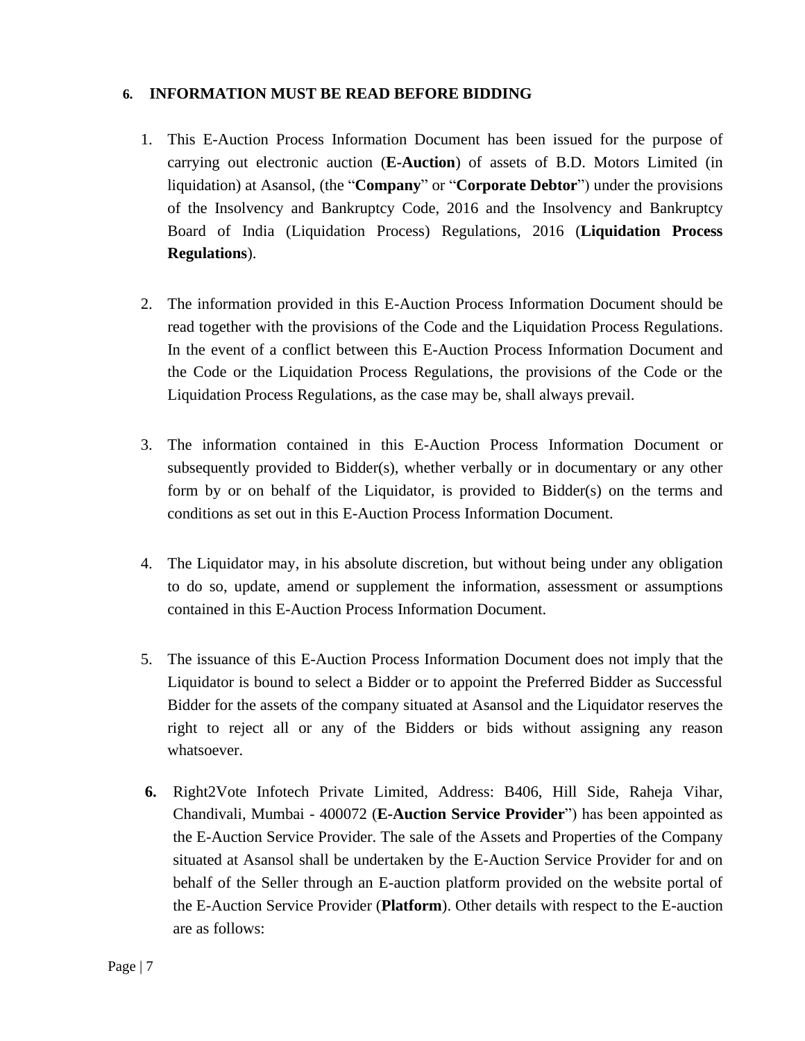## 6. INFORMATION MUST BE READ BEFORE BIDDING

1. This E-Auction Process Information Document has been issued for the purpose of carrying out electronic auction (**E-Auction**) of assets of B.D. Motors Limited (in liquidation) at Asansol, (the "**Company**" or "**Corporate Debtor**") under the provisions of the Insolvency and Bankruptcy Code, 2016 and the Insolvency and Bankruptcy Board of India (Liquidation Process) Regulations, 2016 (**Liquidation Process Regulations**).

2. The information provided in this E-Auction Process Information Document should be read together with the provisions of the Code and the Liquidation Process Regulations. In the event of a conflict between this E-Auction Process Information Document and the Code or the Liquidation Process Regulations, the provisions of the Code or the Liquidation Process Regulations, as the case may be, shall always prevail.

3. The information contained in this E-Auction Process Information Document or subsequently provided to Bidder(s), whether verbally or in documentary or any other form by or on behalf of the Liquidator, is provided to Bidder(s) on the terms and conditions as set out in this E-Auction Process Information Document.

4. The Liquidator may, in his absolute discretion, but without being under any obligation to do so, update, amend or supplement the information, assessment or assumptions contained in this E-Auction Process Information Document.

5. The issuance of this E-Auction Process Information Document does not imply that the Liquidator is bound to select a Bidder or to appoint the Preferred Bidder as Successful Bidder for the assets of the company situated at Asansol and the Liquidator reserves the right to reject all or any of the Bidders or bids without assigning any reason whatsoever.

6. Right2Vote Infotech Private Limited, Address: B406, Hill Side, Raheja Vihar, Chandivali, Mumbai - 400072 (**E-Auction Service Provider**") has been appointed as the E-Auction Service Provider. The sale of the Assets and Properties of the Company situated at Asansol shall be undertaken by the E-Auction Service Provider for and on behalf of the Seller through an E-auction platform provided on the website portal of the E-Auction Service Provider (**Platform**). Other details with respect to the E-auction are as follows: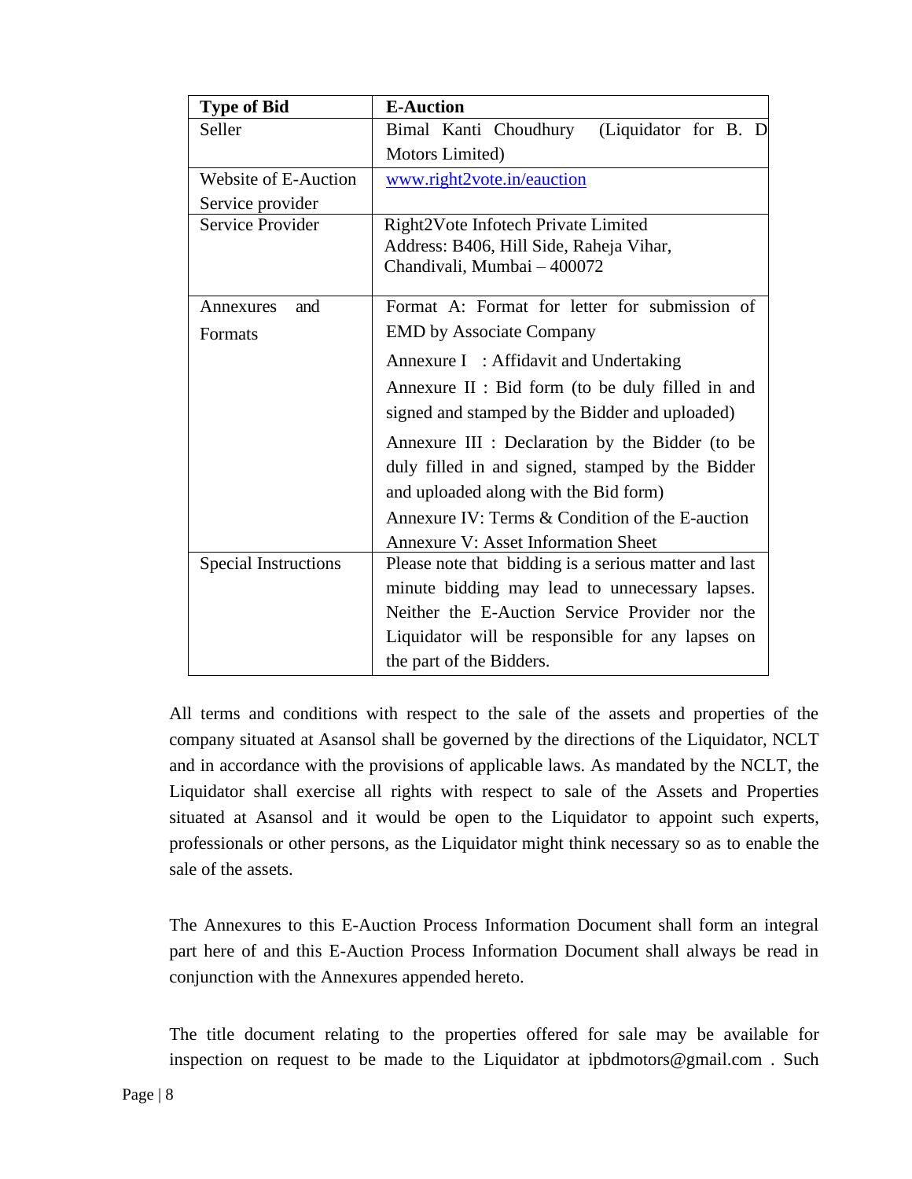| Type of Bid | E-Auction |
|---|---|
| Seller | Bimal Kanti Choudhury (Liquidator for B. D Motors Limited) |
| Website of E-Auction Service provider | www.right2vote.in/eauction |
| Service Provider | Right2Vote Infotech Private Limited<br>Address: B406, Hill Side, Raheja Vihar, Chandivali, Mumbai – 400072 |
| Annexures and Formats | Format A: Format for letter for submission of EMD by Associate Company<br>Annexure I : Affidavit and Undertaking<br>Annexure II : Bid form (to be duly filled in and signed and stamped by the Bidder and uploaded)<br>Annexure III : Declaration by the Bidder (to be duly filled in and signed, stamped by the Bidder and uploaded along with the Bid form)<br>Annexure IV: Terms & Condition of the E-auction<br>Annexure V: Asset Information Sheet |
| Special Instructions | Please note that bidding is a serious matter and last minute bidding may lead to unnecessary lapses. Neither the E-Auction Service Provider nor the Liquidator will be responsible for any lapses on the part of the Bidders. |

All terms and conditions with respect to the sale of the assets and properties of the company situated at Asansol shall be governed by the directions of the Liquidator, NCLT and in accordance with the provisions of applicable laws. As mandated by the NCLT, the Liquidator shall exercise all rights with respect to sale of the Assets and Properties situated at Asansol and it would be open to the Liquidator to appoint such experts, professionals or other persons, as the Liquidator might think necessary so as to enable the sale of the assets.

The Annexures to this E-Auction Process Information Document shall form an integral part here of and this E-Auction Process Information Document shall always be read in conjunction with the Annexures appended hereto.

The title document relating to the properties offered for sale may be available for inspection on request to be made to the Liquidator at ipbdmotors@gmail.com . Such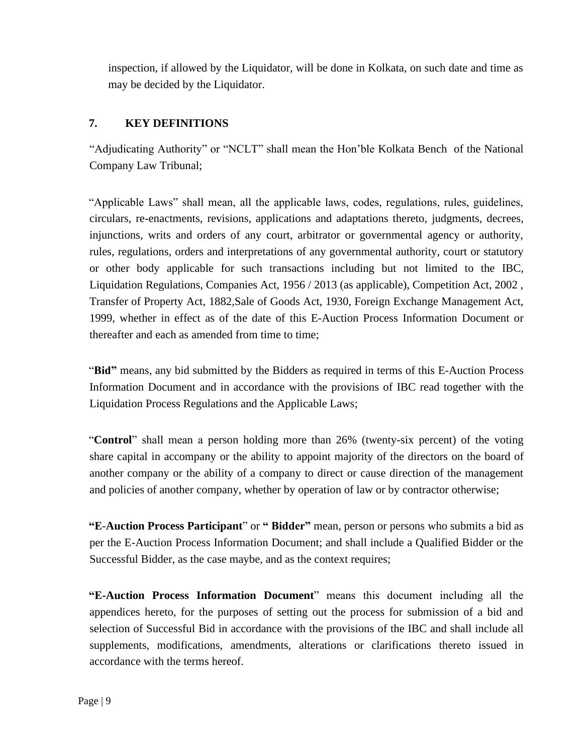inspection, if allowed by the Liquidator, will be done in Kolkata, on such date and time as may be decided by the Liquidator.

## 7. KEY DEFINITIONS

"Adjudicating Authority" or "NCLT" shall mean the Hon'ble Kolkata Bench of the National Company Law Tribunal;

"Applicable Laws" shall mean, all the applicable laws, codes, regulations, rules, guidelines, circulars, re-enactments, revisions, applications and adaptations thereto, judgments, decrees, injunctions, writs and orders of any court, arbitrator or governmental agency or authority, rules, regulations, orders and interpretations of any governmental authority, court or statutory or other body applicable for such transactions including but not limited to the IBC, Liquidation Regulations, Companies Act, 1956 / 2013 (as applicable), Competition Act, 2002 , Transfer of Property Act, 1882,Sale of Goods Act, 1930, Foreign Exchange Management Act, 1999, whether in effect as of the date of this E-Auction Process Information Document or thereafter and each as amended from time to time;

"**Bid"** means, any bid submitted by the Bidders as required in terms of this E-Auction Process Information Document and in accordance with the provisions of IBC read together with the Liquidation Process Regulations and the Applicable Laws;

"**Control**" shall mean a person holding more than 26% (twenty-six percent) of the voting share capital in accompany or the ability to appoint majority of the directors on the board of another company or the ability of a company to direct or cause direction of the management and policies of another company, whether by operation of law or by contractor otherwise;

**"E-Auction Process Participant**" or **" Bidder"** mean, person or persons who submits a bid as per the E-Auction Process Information Document; and shall include a Qualified Bidder or the Successful Bidder, as the case maybe, and as the context requires;

**"E-Auction Process Information Document**" means this document including all the appendices hereto, for the purposes of setting out the process for submission of a bid and selection of Successful Bid in accordance with the provisions of the IBC and shall include all supplements, modifications, amendments, alterations or clarifications thereto issued in accordance with the terms hereof.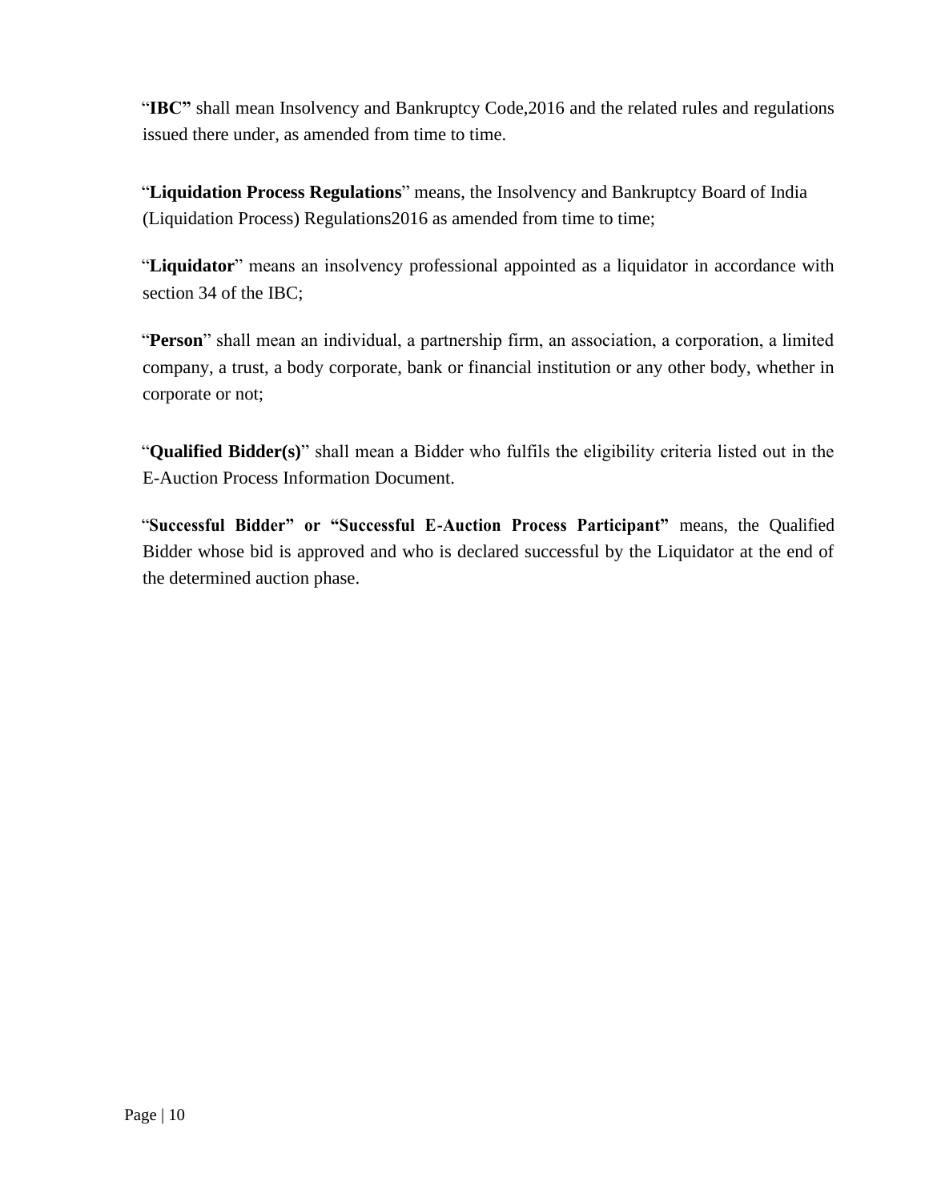"**IBC"** shall mean Insolvency and Bankruptcy Code,2016 and the related rules and regulations issued there under, as amended from time to time.

"**Liquidation Process Regulations**" means, the Insolvency and Bankruptcy Board of India (Liquidation Process) Regulations2016 as amended from time to time;

"**Liquidator**" means an insolvency professional appointed as a liquidator in accordance with section 34 of the IBC;

"**Person**" shall mean an individual, a partnership firm, an association, a corporation, a limited company, a trust, a body corporate, bank or financial institution or any other body, whether in corporate or not;

"**Qualified Bidder(s)**" shall mean a Bidder who fulfils the eligibility criteria listed out in the E-Auction Process Information Document.

"**Successful Bidder" or "Successful E-Auction Process Participant"** means, the Qualified Bidder whose bid is approved and who is declared successful by the Liquidator at the end of the determined auction phase.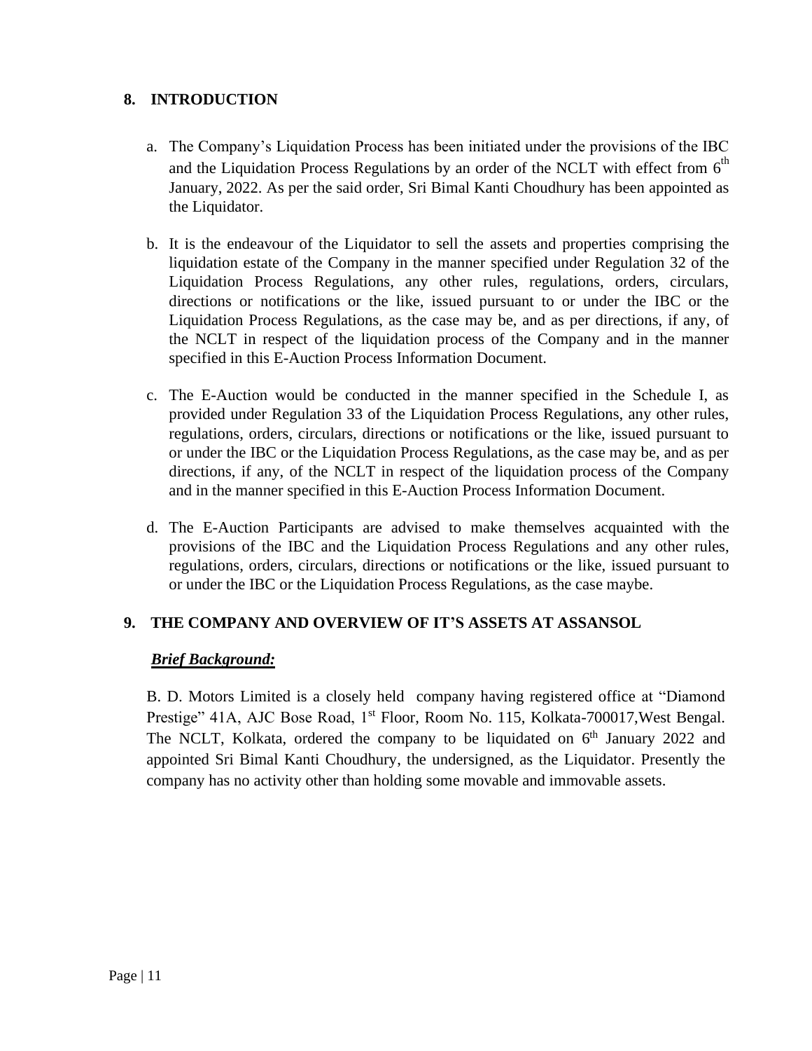## 8. INTRODUCTION

a. The Company's Liquidation Process has been initiated under the provisions of the IBC and the Liquidation Process Regulations by an order of the NCLT with effect from 6th January, 2022. As per the said order, Sri Bimal Kanti Choudhury has been appointed as the Liquidator.

b. It is the endeavour of the Liquidator to sell the assets and properties comprising the liquidation estate of the Company in the manner specified under Regulation 32 of the Liquidation Process Regulations, any other rules, regulations, orders, circulars, directions or notifications or the like, issued pursuant to or under the IBC or the Liquidation Process Regulations, as the case may be, and as per directions, if any, of the NCLT in respect of the liquidation process of the Company and in the manner specified in this E-Auction Process Information Document.

c. The E-Auction would be conducted in the manner specified in the Schedule I, as provided under Regulation 33 of the Liquidation Process Regulations, any other rules, regulations, orders, circulars, directions or notifications or the like, issued pursuant to or under the IBC or the Liquidation Process Regulations, as the case may be, and as per directions, if any, of the NCLT in respect of the liquidation process of the Company and in the manner specified in this E-Auction Process Information Document.

d. The E-Auction Participants are advised to make themselves acquainted with the provisions of the IBC and the Liquidation Process Regulations and any other rules, regulations, orders, circulars, directions or notifications or the like, issued pursuant to or under the IBC or the Liquidation Process Regulations, as the case maybe.

## 9. THE COMPANY AND OVERVIEW OF IT'S ASSETS AT ASSANSOL

***Brief Background:***

B. D. Motors Limited is a closely held company having registered office at "Diamond Prestige" 41A, AJC Bose Road, 1st Floor, Room No. 115, Kolkata-700017,West Bengal. The NCLT, Kolkata, ordered the company to be liquidated on 6th January 2022 and appointed Sri Bimal Kanti Choudhury, the undersigned, as the Liquidator. Presently the company has no activity other than holding some movable and immovable assets.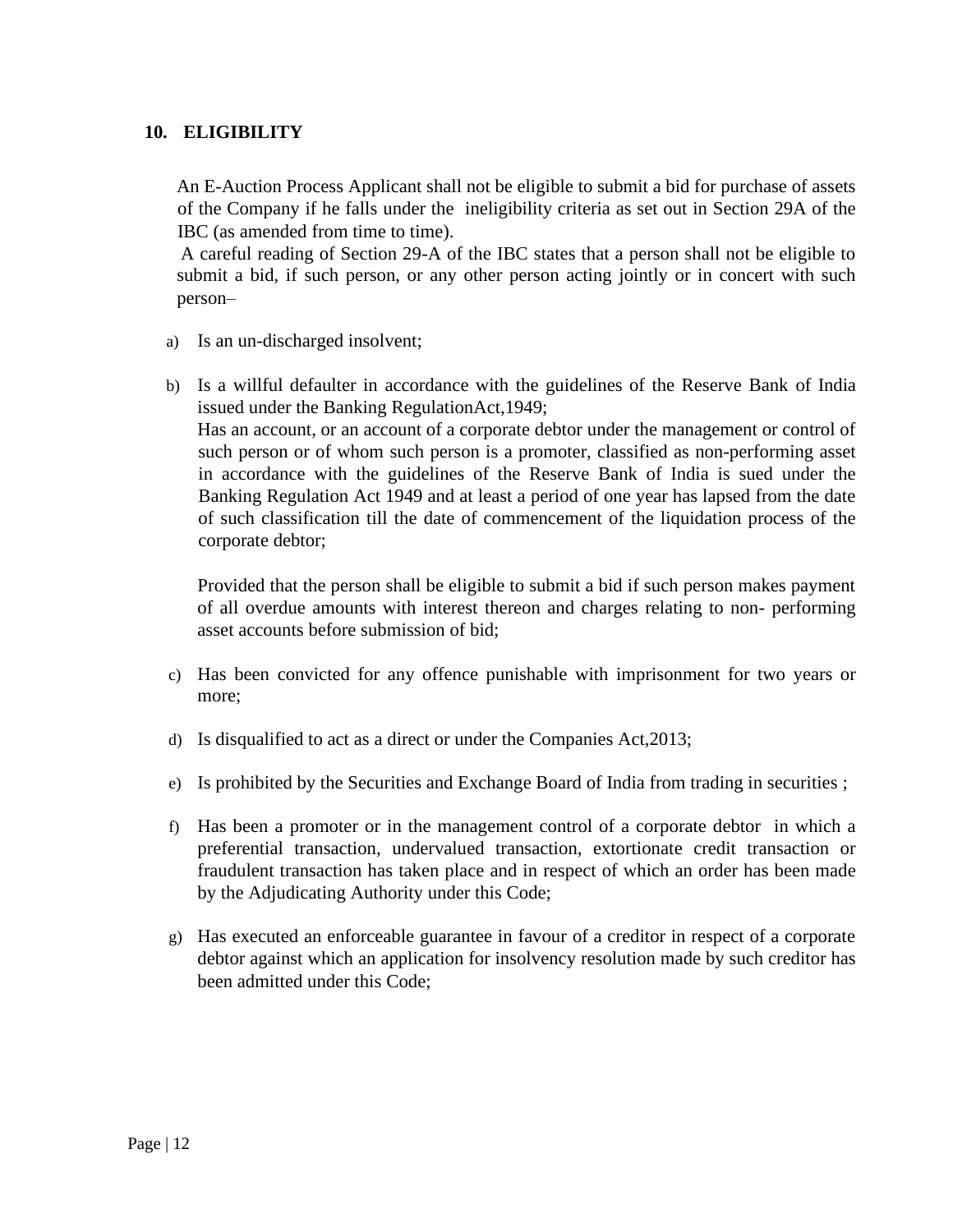## 10. ELIGIBILITY

An E-Auction Process Applicant shall not be eligible to submit a bid for purchase of assets of the Company if he falls under the ineligibility criteria as set out in Section 29A of the IBC (as amended from time to time).

A careful reading of Section 29-A of the IBC states that a person shall not be eligible to submit a bid, if such person, or any other person acting jointly or in concert with such person–

a) Is an un-discharged insolvent;

b) Is a willful defaulter in accordance with the guidelines of the Reserve Bank of India issued under the Banking RegulationAct,1949;

   Has an account, or an account of a corporate debtor under the management or control of such person or of whom such person is a promoter, classified as non-performing asset in accordance with the guidelines of the Reserve Bank of India is sued under the Banking Regulation Act 1949 and at least a period of one year has lapsed from the date of such classification till the date of commencement of the liquidation process of the corporate debtor;

   Provided that the person shall be eligible to submit a bid if such person makes payment of all overdue amounts with interest thereon and charges relating to non- performing asset accounts before submission of bid;

c) Has been convicted for any offence punishable with imprisonment for two years or more;

d) Is disqualified to act as a direct or under the Companies Act,2013;

e) Is prohibited by the Securities and Exchange Board of India from trading in securities ;

f) Has been a promoter or in the management control of a corporate debtor in which a preferential transaction, undervalued transaction, extortionate credit transaction or fraudulent transaction has taken place and in respect of which an order has been made by the Adjudicating Authority under this Code;

g) Has executed an enforceable guarantee in favour of a creditor in respect of a corporate debtor against which an application for insolvency resolution made by such creditor has been admitted under this Code;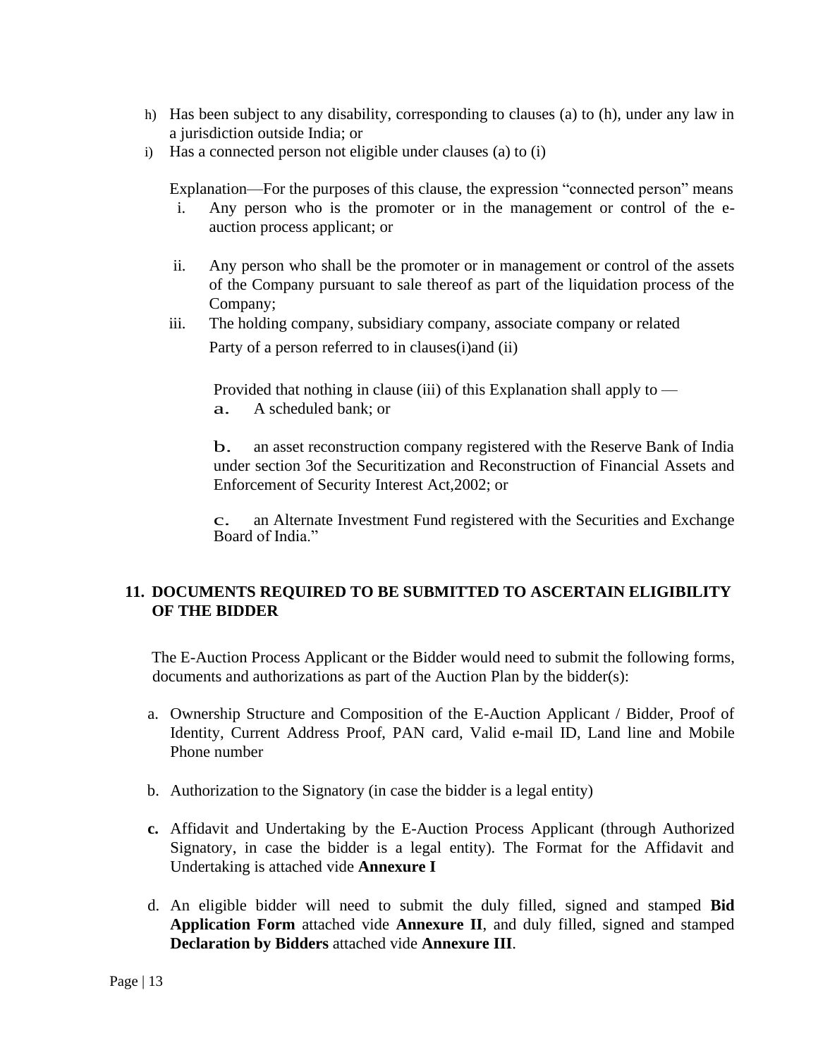h) Has been subject to any disability, corresponding to clauses (a) to (h), under any law in a jurisdiction outside India; or
i) Has a connected person not eligible under clauses (a) to (i)

Explanation—For the purposes of this clause, the expression "connected person" means

i. Any person who is the promoter or in the management or control of the e-auction process applicant; or

ii. Any person who shall be the promoter or in management or control of the assets of the Company pursuant to sale thereof as part of the liquidation process of the Company;

iii. The holding company, subsidiary company, associate company or related Party of a person referred to in clauses(i)and (ii)

Provided that nothing in clause (iii) of this Explanation shall apply to —

a. A scheduled bank; or

b. an asset reconstruction company registered with the Reserve Bank of India under section 3of the Securitization and Reconstruction of Financial Assets and Enforcement of Security Interest Act,2002; or

c. an Alternate Investment Fund registered with the Securities and Exchange Board of India."

## 11. DOCUMENTS REQUIRED TO BE SUBMITTED TO ASCERTAIN ELIGIBILITY OF THE BIDDER

The E-Auction Process Applicant or the Bidder would need to submit the following forms, documents and authorizations as part of the Auction Plan by the bidder(s):

a. Ownership Structure and Composition of the E-Auction Applicant / Bidder, Proof of Identity, Current Address Proof, PAN card, Valid e-mail ID, Land line and Mobile Phone number

b. Authorization to the Signatory (in case the bidder is a legal entity)

**c.** Affidavit and Undertaking by the E-Auction Process Applicant (through Authorized Signatory, in case the bidder is a legal entity). The Format for the Affidavit and Undertaking is attached vide **Annexure I**

d. An eligible bidder will need to submit the duly filled, signed and stamped **Bid Application Form** attached vide **Annexure II**, and duly filled, signed and stamped **Declaration by Bidders** attached vide **Annexure III**.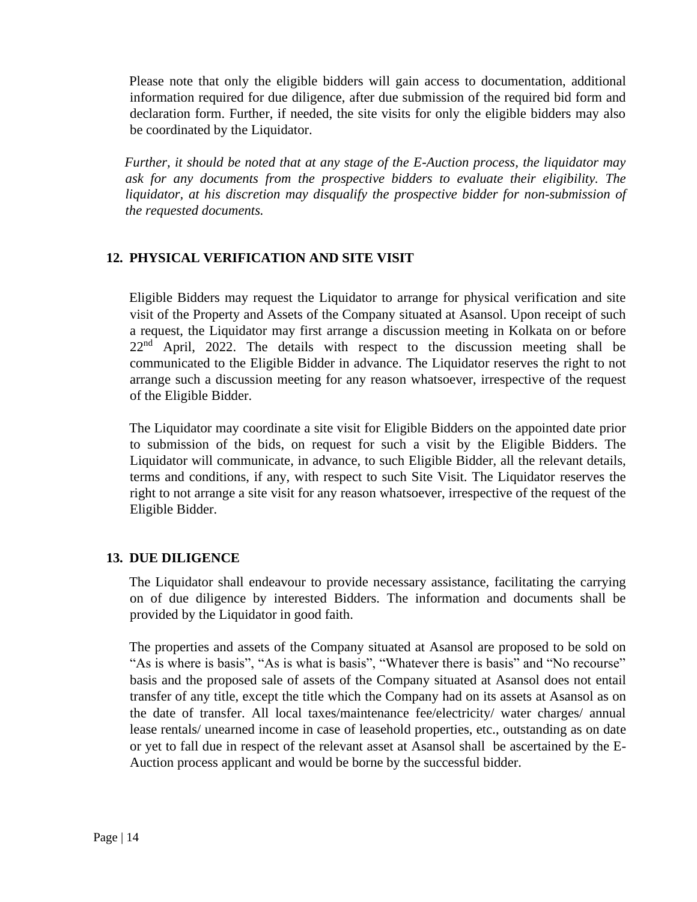Please note that only the eligible bidders will gain access to documentation, additional information required for due diligence, after due submission of the required bid form and declaration form. Further, if needed, the site visits for only the eligible bidders may also be coordinated by the Liquidator.

*Further, it should be noted that at any stage of the E-Auction process, the liquidator may ask for any documents from the prospective bidders to evaluate their eligibility. The liquidator, at his discretion may disqualify the prospective bidder for non-submission of the requested documents.*

## 12. PHYSICAL VERIFICATION AND SITE VISIT

Eligible Bidders may request the Liquidator to arrange for physical verification and site visit of the Property and Assets of the Company situated at Asansol. Upon receipt of such a request, the Liquidator may first arrange a discussion meeting in Kolkata on or before 22nd April, 2022. The details with respect to the discussion meeting shall be communicated to the Eligible Bidder in advance. The Liquidator reserves the right to not arrange such a discussion meeting for any reason whatsoever, irrespective of the request of the Eligible Bidder.

The Liquidator may coordinate a site visit for Eligible Bidders on the appointed date prior to submission of the bids, on request for such a visit by the Eligible Bidders. The Liquidator will communicate, in advance, to such Eligible Bidder, all the relevant details, terms and conditions, if any, with respect to such Site Visit. The Liquidator reserves the right to not arrange a site visit for any reason whatsoever, irrespective of the request of the Eligible Bidder.

## 13. DUE DILIGENCE

The Liquidator shall endeavour to provide necessary assistance, facilitating the carrying on of due diligence by interested Bidders. The information and documents shall be provided by the Liquidator in good faith.

The properties and assets of the Company situated at Asansol are proposed to be sold on "As is where is basis", "As is what is basis", "Whatever there is basis" and "No recourse" basis and the proposed sale of assets of the Company situated at Asansol does not entail transfer of any title, except the title which the Company had on its assets at Asansol as on the date of transfer. All local taxes/maintenance fee/electricity/ water charges/ annual lease rentals/ unearned income in case of leasehold properties, etc., outstanding as on date or yet to fall due in respect of the relevant asset at Asansol shall be ascertained by the E-Auction process applicant and would be borne by the successful bidder.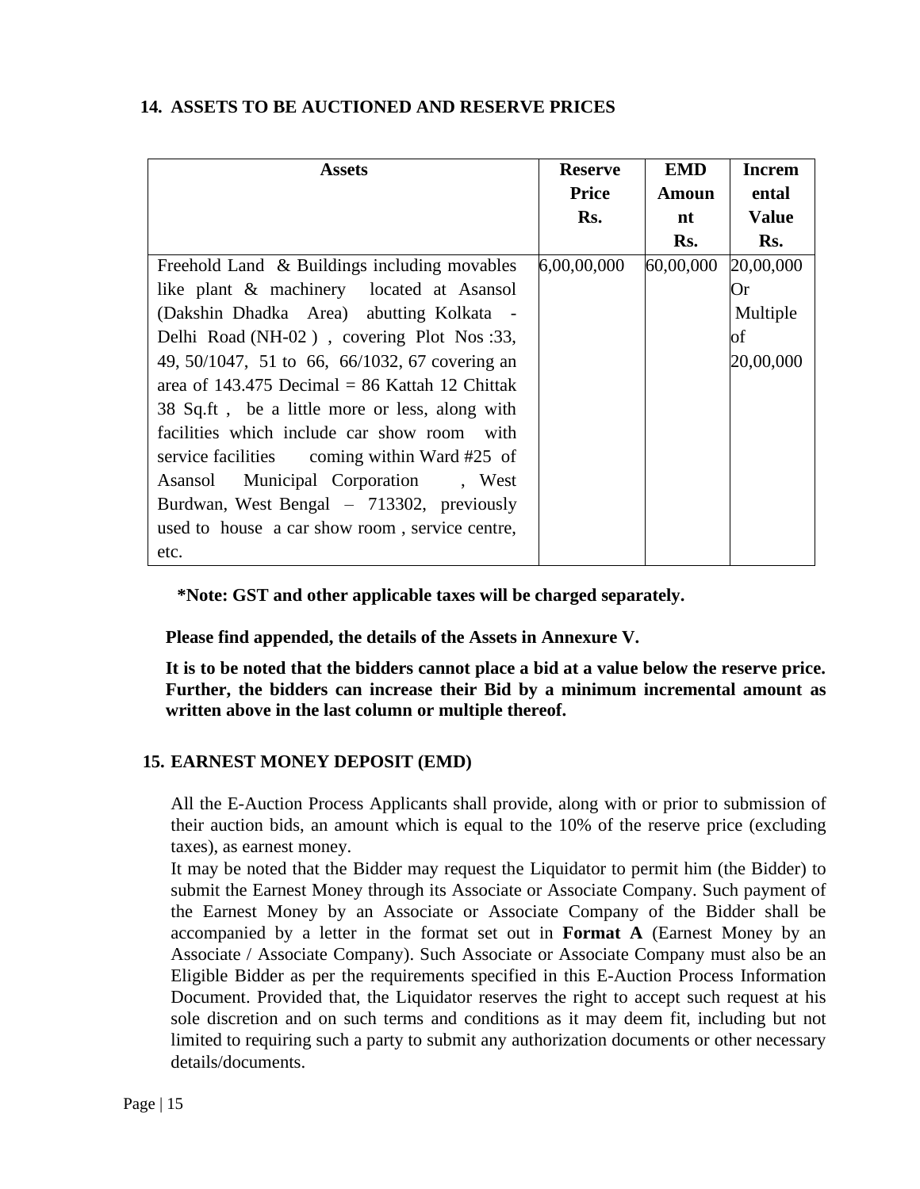## 14. ASSETS TO BE AUCTIONED AND RESERVE PRICES

| Assets | Reserve Price Rs. | EMD Amount Rs. | Incremental Value Rs. |
|---|---|---|---|
| Freehold Land & Buildings including movables like plant & machinery located at Asansol (Dakshin Dhadka Area) abutting Kolkata - Delhi Road (NH-02 ) , covering Plot Nos :33, 49, 50/1047, 51 to 66, 66/1032, 67 covering an area of 143.475 Decimal = 86 Kattah 12 Chittak 38 Sq.ft , be a little more or less, along with facilities which include car show room with service facilities coming within Ward #25 of Asansol Municipal Corporation , West Burdwan, West Bengal – 713302, previously used to house a car show room , service centre, etc. | 6,00,00,000 | 60,00,000 | 20,00,000 Or Multiple of 20,00,000 |

**\*Note: GST and other applicable taxes will be charged separately.**

**Please find appended, the details of the Assets in Annexure V.**

**It is to be noted that the bidders cannot place a bid at a value below the reserve price. Further, the bidders can increase their Bid by a minimum incremental amount as written above in the last column or multiple thereof.**

## 15. EARNEST MONEY DEPOSIT (EMD)

All the E-Auction Process Applicants shall provide, along with or prior to submission of their auction bids, an amount which is equal to the 10% of the reserve price (excluding taxes), as earnest money.

It may be noted that the Bidder may request the Liquidator to permit him (the Bidder) to submit the Earnest Money through its Associate or Associate Company. Such payment of the Earnest Money by an Associate or Associate Company of the Bidder shall be accompanied by a letter in the format set out in **Format A** (Earnest Money by an Associate / Associate Company). Such Associate or Associate Company must also be an Eligible Bidder as per the requirements specified in this E-Auction Process Information Document. Provided that, the Liquidator reserves the right to accept such request at his sole discretion and on such terms and conditions as it may deem fit, including but not limited to requiring such a party to submit any authorization documents or other necessary details/documents.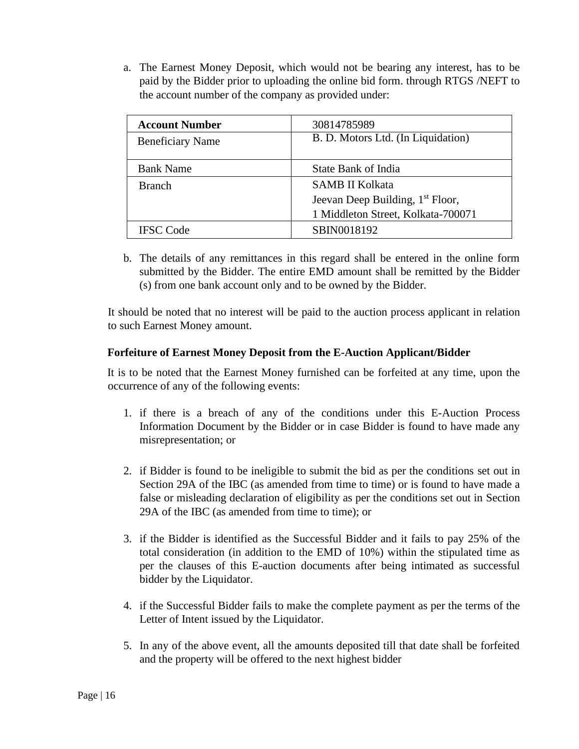a. The Earnest Money Deposit, which would not be bearing any interest, has to be paid by the Bidder prior to uploading the online bid form. through RTGS /NEFT to the account number of the company as provided under:

| **Account Number** | 30814785989 |
|---|---|
| Beneficiary Name | B. D. Motors Ltd. (In Liquidation) |
| Bank Name | State Bank of India |
| Branch | SAMB II Kolkata<br>Jeevan Deep Building, 1st Floor,<br>1 Middleton Street, Kolkata-700071 |
| IFSC Code | SBIN0018192 |

b. The details of any remittances in this regard shall be entered in the online form submitted by the Bidder. The entire EMD amount shall be remitted by the Bidder (s) from one bank account only and to be owned by the Bidder.

It should be noted that no interest will be paid to the auction process applicant in relation to such Earnest Money amount.

**Forfeiture of Earnest Money Deposit from the E-Auction Applicant/Bidder**

It is to be noted that the Earnest Money furnished can be forfeited at any time, upon the occurrence of any of the following events:

1. if there is a breach of any of the conditions under this E-Auction Process Information Document by the Bidder or in case Bidder is found to have made any misrepresentation; or

2. if Bidder is found to be ineligible to submit the bid as per the conditions set out in Section 29A of the IBC (as amended from time to time) or is found to have made a false or misleading declaration of eligibility as per the conditions set out in Section 29A of the IBC (as amended from time to time); or

3. if the Bidder is identified as the Successful Bidder and it fails to pay 25% of the total consideration (in addition to the EMD of 10%) within the stipulated time as per the clauses of this E-auction documents after being intimated as successful bidder by the Liquidator.

4. if the Successful Bidder fails to make the complete payment as per the terms of the Letter of Intent issued by the Liquidator.

5. In any of the above event, all the amounts deposited till that date shall be forfeited and the property will be offered to the next highest bidder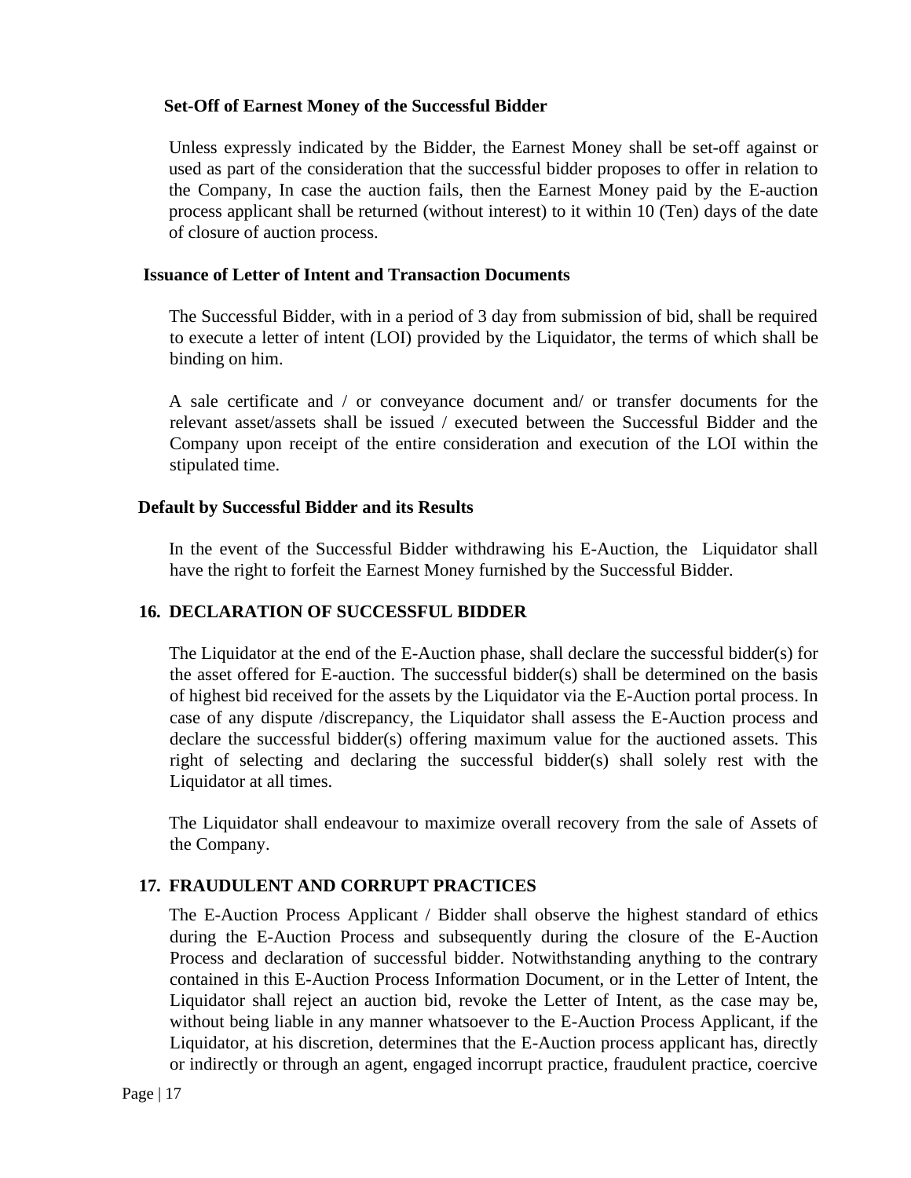### Set-Off of Earnest Money of the Successful Bidder

Unless expressly indicated by the Bidder, the Earnest Money shall be set-off against or used as part of the consideration that the successful bidder proposes to offer in relation to the Company, In case the auction fails, then the Earnest Money paid by the E-auction process applicant shall be returned (without interest) to it within 10 (Ten) days of the date of closure of auction process.

### Issuance of Letter of Intent and Transaction Documents

The Successful Bidder, with in a period of 3 day from submission of bid, shall be required to execute a letter of intent (LOI) provided by the Liquidator, the terms of which shall be binding on him.

A sale certificate and / or conveyance document and/ or transfer documents for the relevant asset/assets shall be issued / executed between the Successful Bidder and the Company upon receipt of the entire consideration and execution of the LOI within the stipulated time.

### Default by Successful Bidder and its Results

In the event of the Successful Bidder withdrawing his E-Auction, the Liquidator shall have the right to forfeit the Earnest Money furnished by the Successful Bidder.

## 16. DECLARATION OF SUCCESSFUL BIDDER

The Liquidator at the end of the E-Auction phase, shall declare the successful bidder(s) for the asset offered for E-auction. The successful bidder(s) shall be determined on the basis of highest bid received for the assets by the Liquidator via the E-Auction portal process. In case of any dispute /discrepancy, the Liquidator shall assess the E-Auction process and declare the successful bidder(s) offering maximum value for the auctioned assets. This right of selecting and declaring the successful bidder(s) shall solely rest with the Liquidator at all times.

The Liquidator shall endeavour to maximize overall recovery from the sale of Assets of the Company.

## 17. FRAUDULENT AND CORRUPT PRACTICES

The E-Auction Process Applicant / Bidder shall observe the highest standard of ethics during the E-Auction Process and subsequently during the closure of the E-Auction Process and declaration of successful bidder. Notwithstanding anything to the contrary contained in this E-Auction Process Information Document, or in the Letter of Intent, the Liquidator shall reject an auction bid, revoke the Letter of Intent, as the case may be, without being liable in any manner whatsoever to the E-Auction Process Applicant, if the Liquidator, at his discretion, determines that the E-Auction process applicant has, directly or indirectly or through an agent, engaged incorrupt practice, fraudulent practice, coercive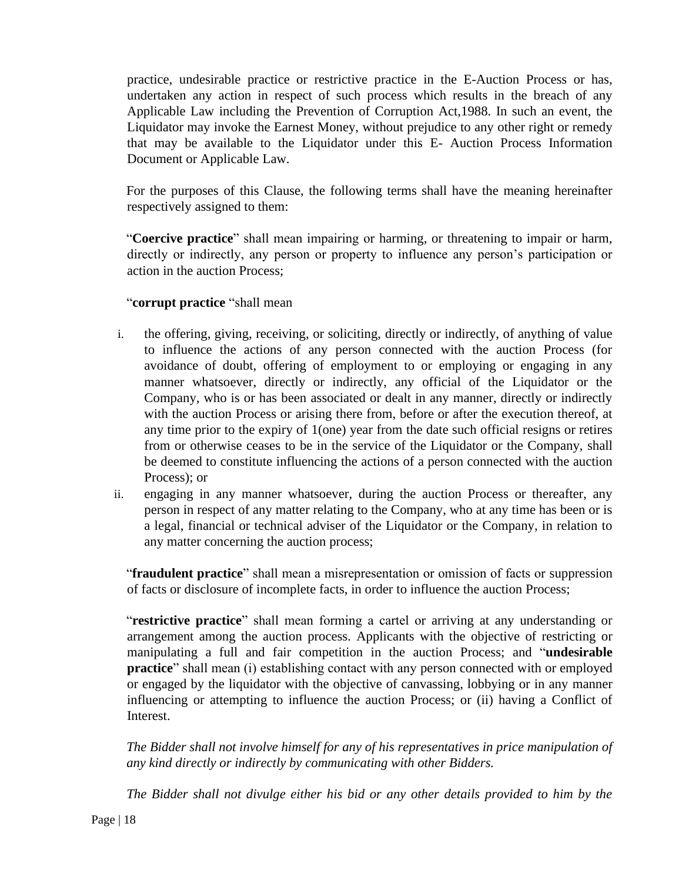practice, undesirable practice or restrictive practice in the E-Auction Process or has, undertaken any action in respect of such process which results in the breach of any Applicable Law including the Prevention of Corruption Act,1988. In such an event, the Liquidator may invoke the Earnest Money, without prejudice to any other right or remedy that may be available to the Liquidator under this E- Auction Process Information Document or Applicable Law.

For the purposes of this Clause, the following terms shall have the meaning hereinafter respectively assigned to them:

"**Coercive practice**" shall mean impairing or harming, or threatening to impair or harm, directly or indirectly, any person or property to influence any person's participation or action in the auction Process;

"**corrupt practice** "shall mean

i. the offering, giving, receiving, or soliciting, directly or indirectly, of anything of value to influence the actions of any person connected with the auction Process (for avoidance of doubt, offering of employment to or employing or engaging in any manner whatsoever, directly or indirectly, any official of the Liquidator or the Company, who is or has been associated or dealt in any manner, directly or indirectly with the auction Process or arising there from, before or after the execution thereof, at any time prior to the expiry of 1(one) year from the date such official resigns or retires from or otherwise ceases to be in the service of the Liquidator or the Company, shall be deemed to constitute influencing the actions of a person connected with the auction Process); or
ii. engaging in any manner whatsoever, during the auction Process or thereafter, any person in respect of any matter relating to the Company, who at any time has been or is a legal, financial or technical adviser of the Liquidator or the Company, in relation to any matter concerning the auction process;

"**fraudulent practice**" shall mean a misrepresentation or omission of facts or suppression of facts or disclosure of incomplete facts, in order to influence the auction Process;

"**restrictive practice**" shall mean forming a cartel or arriving at any understanding or arrangement among the auction process. Applicants with the objective of restricting or manipulating a full and fair competition in the auction Process; and "**undesirable practice**" shall mean (i) establishing contact with any person connected with or employed or engaged by the liquidator with the objective of canvassing, lobbying or in any manner influencing or attempting to influence the auction Process; or (ii) having a Conflict of Interest.

*The Bidder shall not involve himself for any of his representatives in price manipulation of any kind directly or indirectly by communicating with other Bidders.*

*The Bidder shall not divulge either his bid or any other details provided to him by the*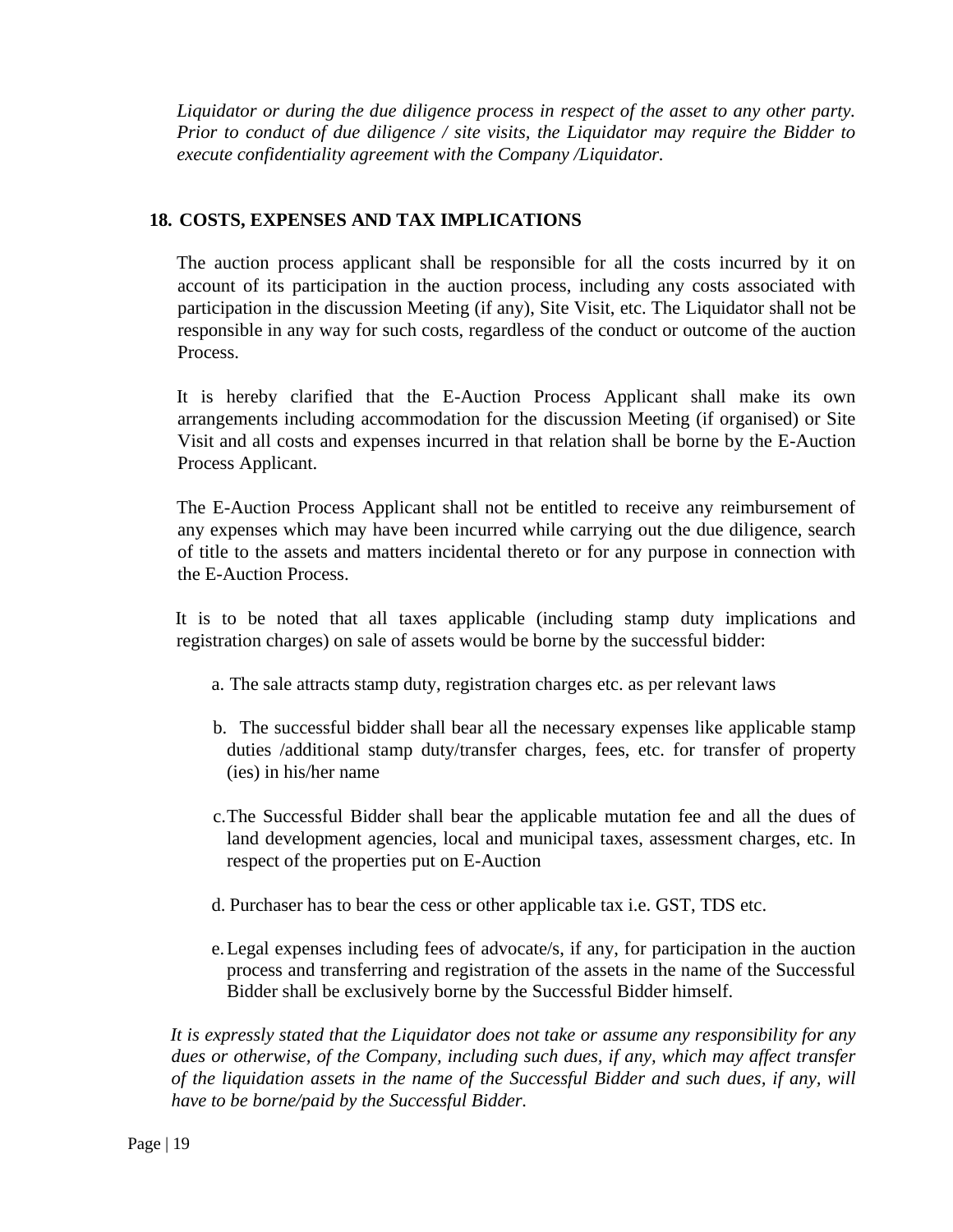*Liquidator or during the due diligence process in respect of the asset to any other party. Prior to conduct of due diligence / site visits, the Liquidator may require the Bidder to execute confidentiality agreement with the Company /Liquidator.*

## 18. COSTS, EXPENSES AND TAX IMPLICATIONS

The auction process applicant shall be responsible for all the costs incurred by it on account of its participation in the auction process, including any costs associated with participation in the discussion Meeting (if any), Site Visit, etc. The Liquidator shall not be responsible in any way for such costs, regardless of the conduct or outcome of the auction Process.

It is hereby clarified that the E-Auction Process Applicant shall make its own arrangements including accommodation for the discussion Meeting (if organised) or Site Visit and all costs and expenses incurred in that relation shall be borne by the E-Auction Process Applicant.

The E-Auction Process Applicant shall not be entitled to receive any reimbursement of any expenses which may have been incurred while carrying out the due diligence, search of title to the assets and matters incidental thereto or for any purpose in connection with the E-Auction Process.

It is to be noted that all taxes applicable (including stamp duty implications and registration charges) on sale of assets would be borne by the successful bidder:

a. The sale attracts stamp duty, registration charges etc. as per relevant laws

b. The successful bidder shall bear all the necessary expenses like applicable stamp duties /additional stamp duty/transfer charges, fees, etc. for transfer of property (ies) in his/her name

c. The Successful Bidder shall bear the applicable mutation fee and all the dues of land development agencies, local and municipal taxes, assessment charges, etc. In respect of the properties put on E-Auction

d. Purchaser has to bear the cess or other applicable tax i.e. GST, TDS etc.

e. Legal expenses including fees of advocate/s, if any, for participation in the auction process and transferring and registration of the assets in the name of the Successful Bidder shall be exclusively borne by the Successful Bidder himself.

*It is expressly stated that the Liquidator does not take or assume any responsibility for any dues or otherwise, of the Company, including such dues, if any, which may affect transfer of the liquidation assets in the name of the Successful Bidder and such dues, if any, will have to be borne/paid by the Successful Bidder.*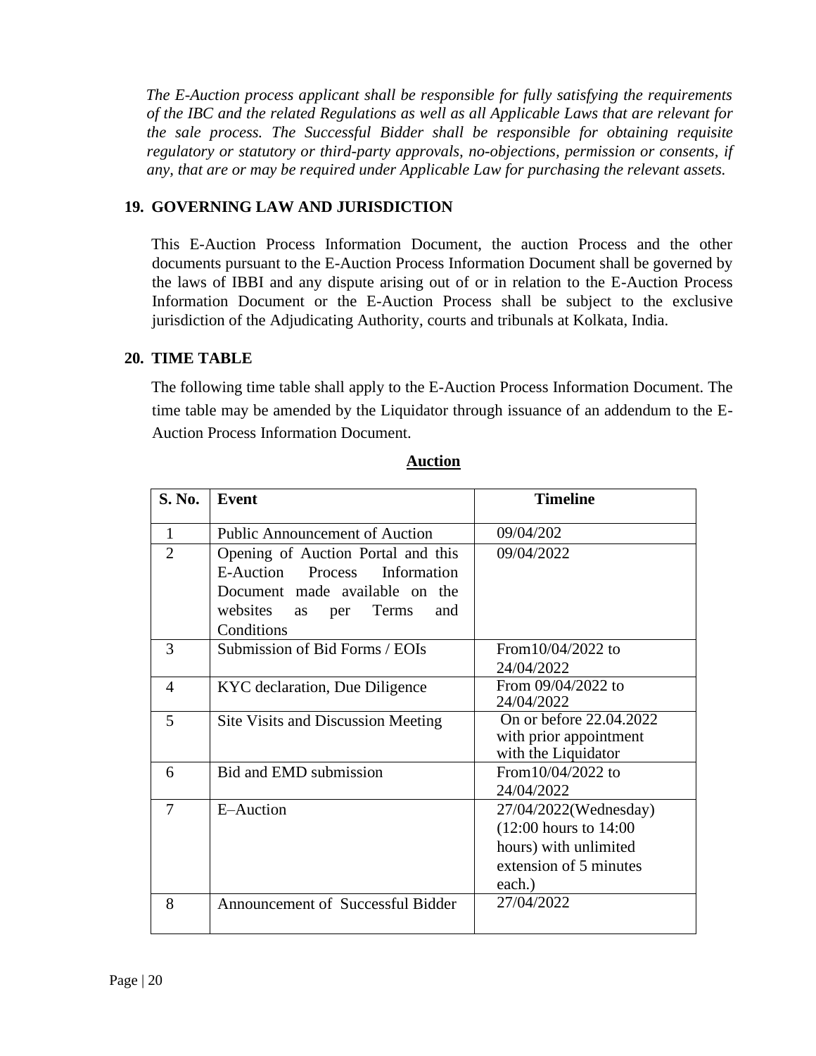*The E-Auction process applicant shall be responsible for fully satisfying the requirements of the IBC and the related Regulations as well as all Applicable Laws that are relevant for the sale process. The Successful Bidder shall be responsible for obtaining requisite regulatory or statutory or third-party approvals, no-objections, permission or consents, if any, that are or may be required under Applicable Law for purchasing the relevant assets.*

## 19. GOVERNING LAW AND JURISDICTION

This E-Auction Process Information Document, the auction Process and the other documents pursuant to the E-Auction Process Information Document shall be governed by the laws of IBBI and any dispute arising out of or in relation to the E-Auction Process Information Document or the E-Auction Process shall be subject to the exclusive jurisdiction of the Adjudicating Authority, courts and tribunals at Kolkata, India.

## 20. TIME TABLE

The following time table shall apply to the E-Auction Process Information Document. The time table may be amended by the Liquidator through issuance of an addendum to the E-Auction Process Information Document.

**Auction**

| S. No. | Event | Timeline |
|---|---|---|
| 1 | Public Announcement of Auction | 09/04/202 |
| 2 | Opening of Auction Portal and this E-Auction Process Information Document made available on the websites as per Terms and Conditions | 09/04/2022 |
| 3 | Submission of Bid Forms / EOIs | From10/04/2022 to 24/04/2022 |
| 4 | KYC declaration, Due Diligence | From 09/04/2022 to 24/04/2022 |
| 5 | Site Visits and Discussion Meeting | On or before 22.04.2022 with prior appointment with the Liquidator |
| 6 | Bid and EMD submission | From10/04/2022 to 24/04/2022 |
| 7 | E–Auction | 27/04/2022(Wednesday) (12:00 hours to 14:00 hours) with unlimited extension of 5 minutes each.) |
| 8 | Announcement of Successful Bidder | 27/04/2022 |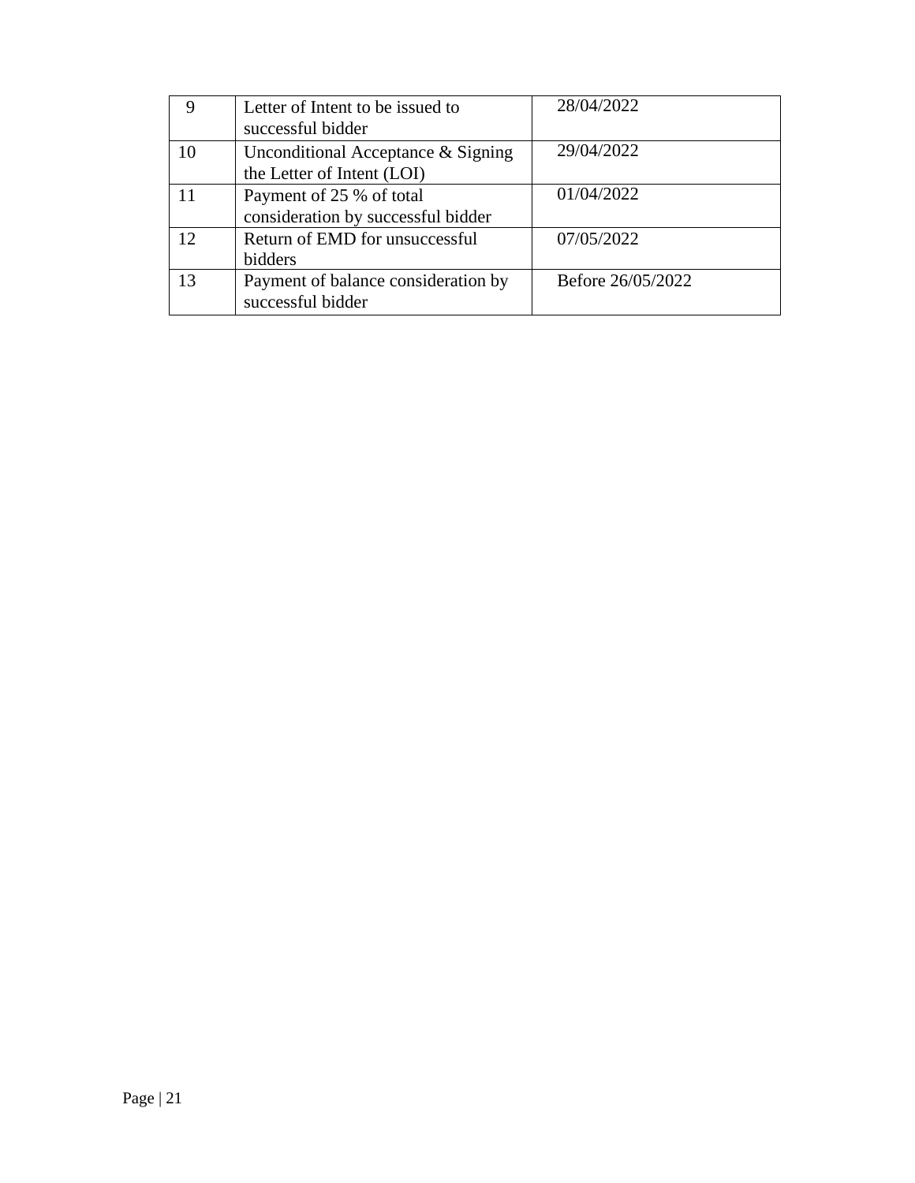| 9 | Letter of Intent to be issued to successful bidder | 28/04/2022 |
|---|---|---|
| 10 | Unconditional Acceptance & Signing the Letter of Intent (LOI) | 29/04/2022 |
| 11 | Payment of 25 % of total consideration by successful bidder | 01/04/2022 |
| 12 | Return of EMD for unsuccessful bidders | 07/05/2022 |
| 13 | Payment of balance consideration by successful bidder | Before 26/05/2022 |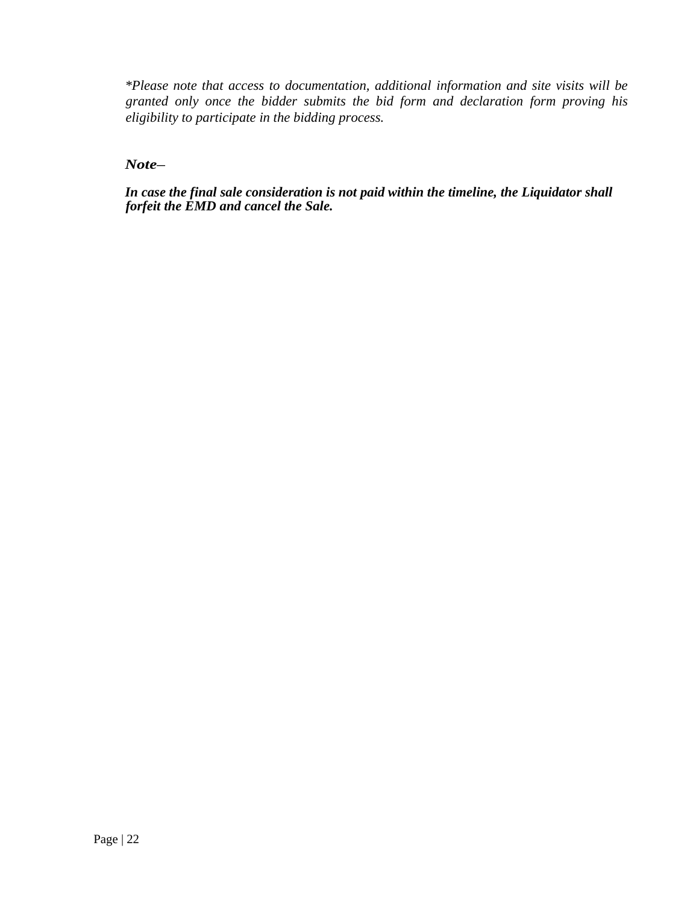*\*Please note that access to documentation, additional information and site visits will be granted only once the bidder submits the bid form and declaration form proving his eligibility to participate in the bidding process.*

***Note–***

***In case the final sale consideration is not paid within the timeline, the Liquidator shall forfeit the EMD and cancel the Sale.***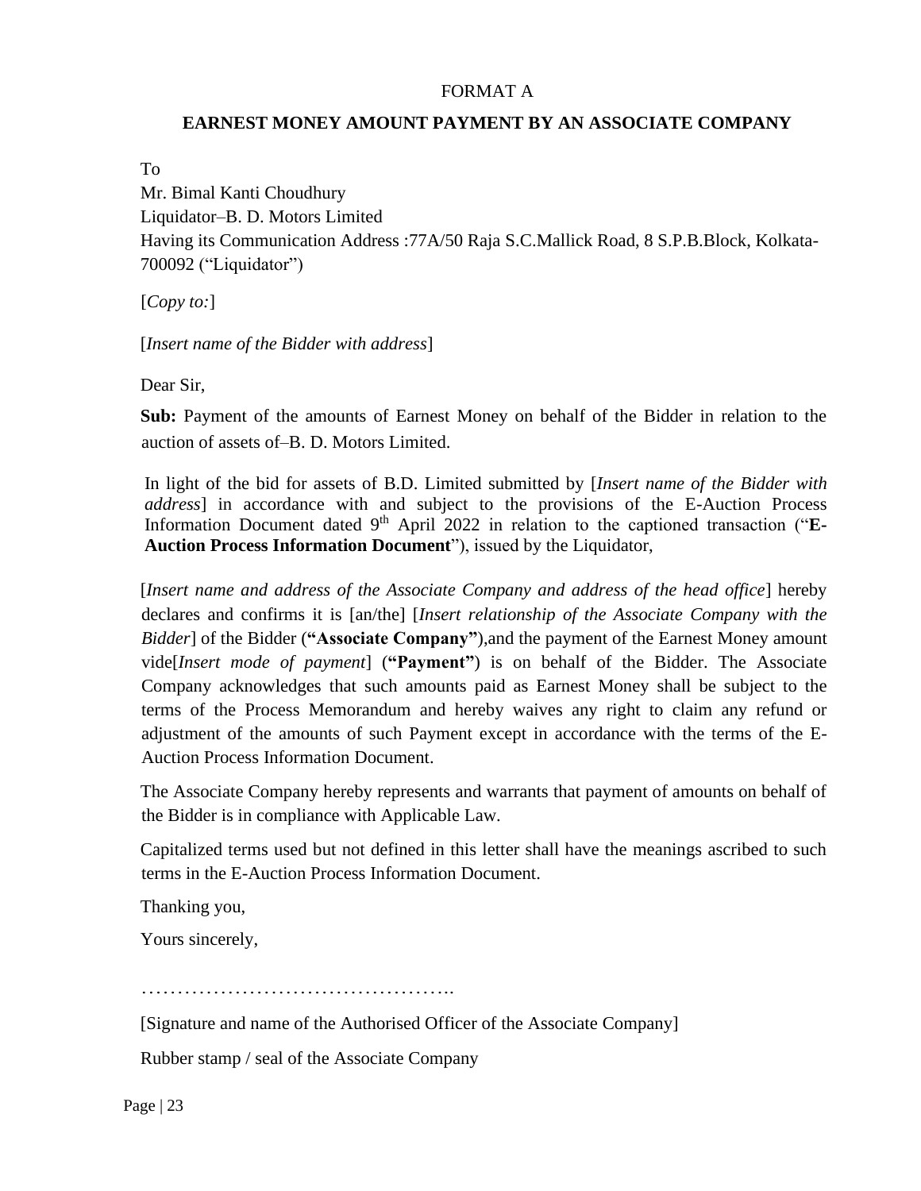FORMAT A

**EARNEST MONEY AMOUNT PAYMENT BY AN ASSOCIATE COMPANY**

To
Mr. Bimal Kanti Choudhury
Liquidator–B. D. Motors Limited
Having its Communication Address :77A/50 Raja S.C.Mallick Road, 8 S.P.B.Block, Kolkata-700092 ("Liquidator")

[*Copy to:*]

[*Insert name of the Bidder with address*]

Dear Sir,

**Sub:** Payment of the amounts of Earnest Money on behalf of the Bidder in relation to the auction of assets of–B. D. Motors Limited.

In light of the bid for assets of B.D. Limited submitted by [*Insert name of the Bidder with address*] in accordance with and subject to the provisions of the E-Auction Process Information Document dated 9th April 2022 in relation to the captioned transaction ("**E-Auction Process Information Document**"), issued by the Liquidator,

[*Insert name and address of the Associate Company and address of the head office*] hereby declares and confirms it is [an/the] [*Insert relationship of the Associate Company with the Bidder*] of the Bidder (**"Associate Company"**),and the payment of the Earnest Money amount vide[*Insert mode of payment*] (**"Payment"**) is on behalf of the Bidder. The Associate Company acknowledges that such amounts paid as Earnest Money shall be subject to the terms of the Process Memorandum and hereby waives any right to claim any refund or adjustment of the amounts of such Payment except in accordance with the terms of the E-Auction Process Information Document.

The Associate Company hereby represents and warrants that payment of amounts on behalf of the Bidder is in compliance with Applicable Law.

Capitalized terms used but not defined in this letter shall have the meanings ascribed to such terms in the E-Auction Process Information Document.

Thanking you,

Yours sincerely,

……………………………………..

[Signature and name of the Authorised Officer of the Associate Company]

Rubber stamp / seal of the Associate Company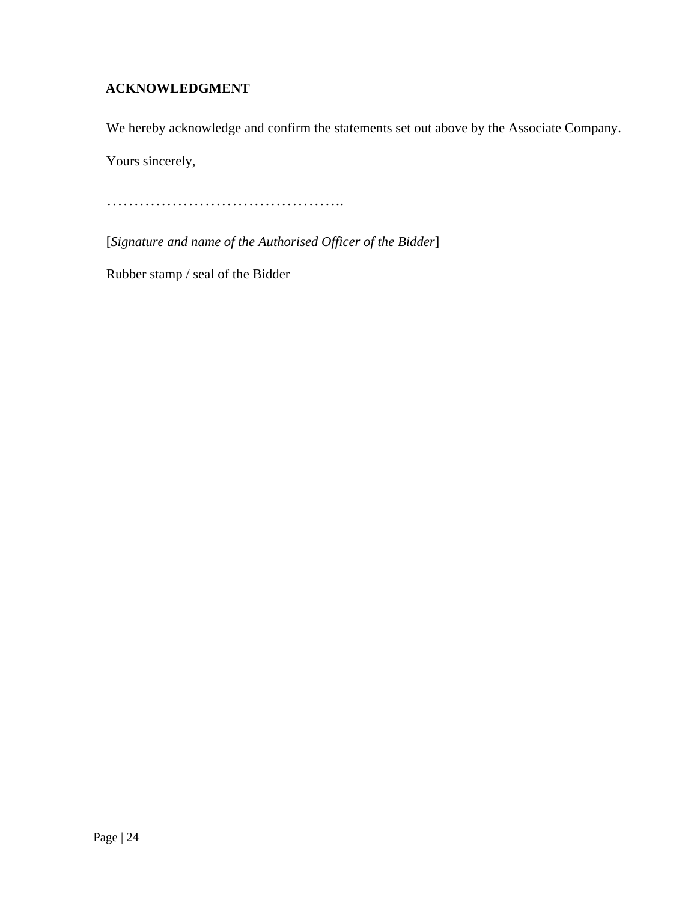**ACKNOWLEDGMENT**

We hereby acknowledge and confirm the statements set out above by the Associate Company.

Yours sincerely,

……………………………………..

[*Signature and name of the Authorised Officer of the Bidder*]

Rubber stamp / seal of the Bidder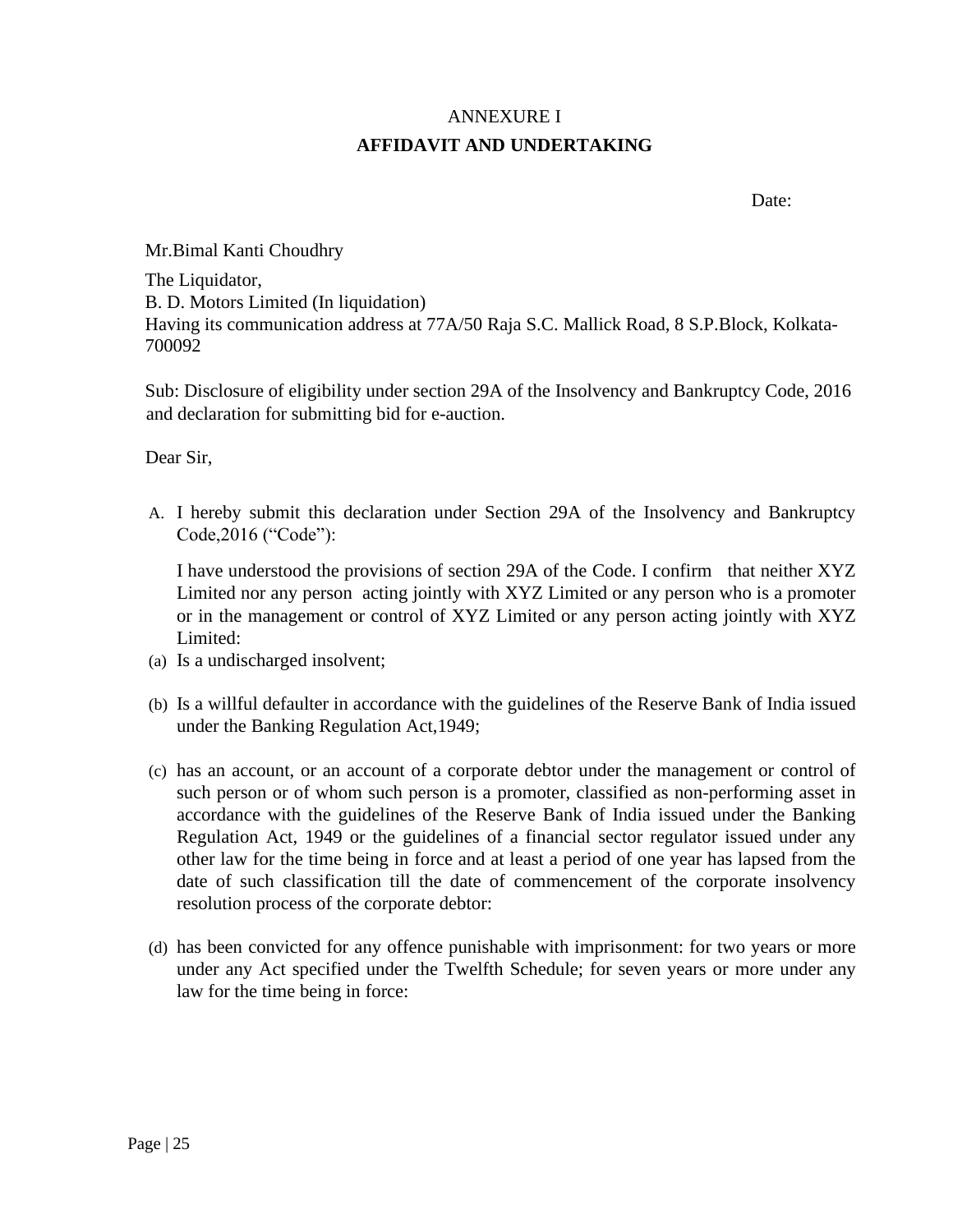ANNEXURE I

**AFFIDAVIT AND UNDERTAKING**

Date:

Mr.Bimal Kanti Choudhry

The Liquidator,
B. D. Motors Limited (In liquidation)
Having its communication address at 77A/50 Raja S.C. Mallick Road, 8 S.P.Block, Kolkata-700092

Sub: Disclosure of eligibility under section 29A of the Insolvency and Bankruptcy Code, 2016 and declaration for submitting bid for e-auction.

Dear Sir,

A. I hereby submit this declaration under Section 29A of the Insolvency and Bankruptcy Code,2016 ("Code"):

   I have understood the provisions of section 29A of the Code. I confirm that neither XYZ Limited nor any person acting jointly with XYZ Limited or any person who is a promoter or in the management or control of XYZ Limited or any person acting jointly with XYZ Limited:

(a) Is a undischarged insolvent;

(b) Is a willful defaulter in accordance with the guidelines of the Reserve Bank of India issued under the Banking Regulation Act,1949;

(c) has an account, or an account of a corporate debtor under the management or control of such person or of whom such person is a promoter, classified as non-performing asset in accordance with the guidelines of the Reserve Bank of India issued under the Banking Regulation Act, 1949 or the guidelines of a financial sector regulator issued under any other law for the time being in force and at least a period of one year has lapsed from the date of such classification till the date of commencement of the corporate insolvency resolution process of the corporate debtor:

(d) has been convicted for any offence punishable with imprisonment: for two years or more under any Act specified under the Twelfth Schedule; for seven years or more under any law for the time being in force: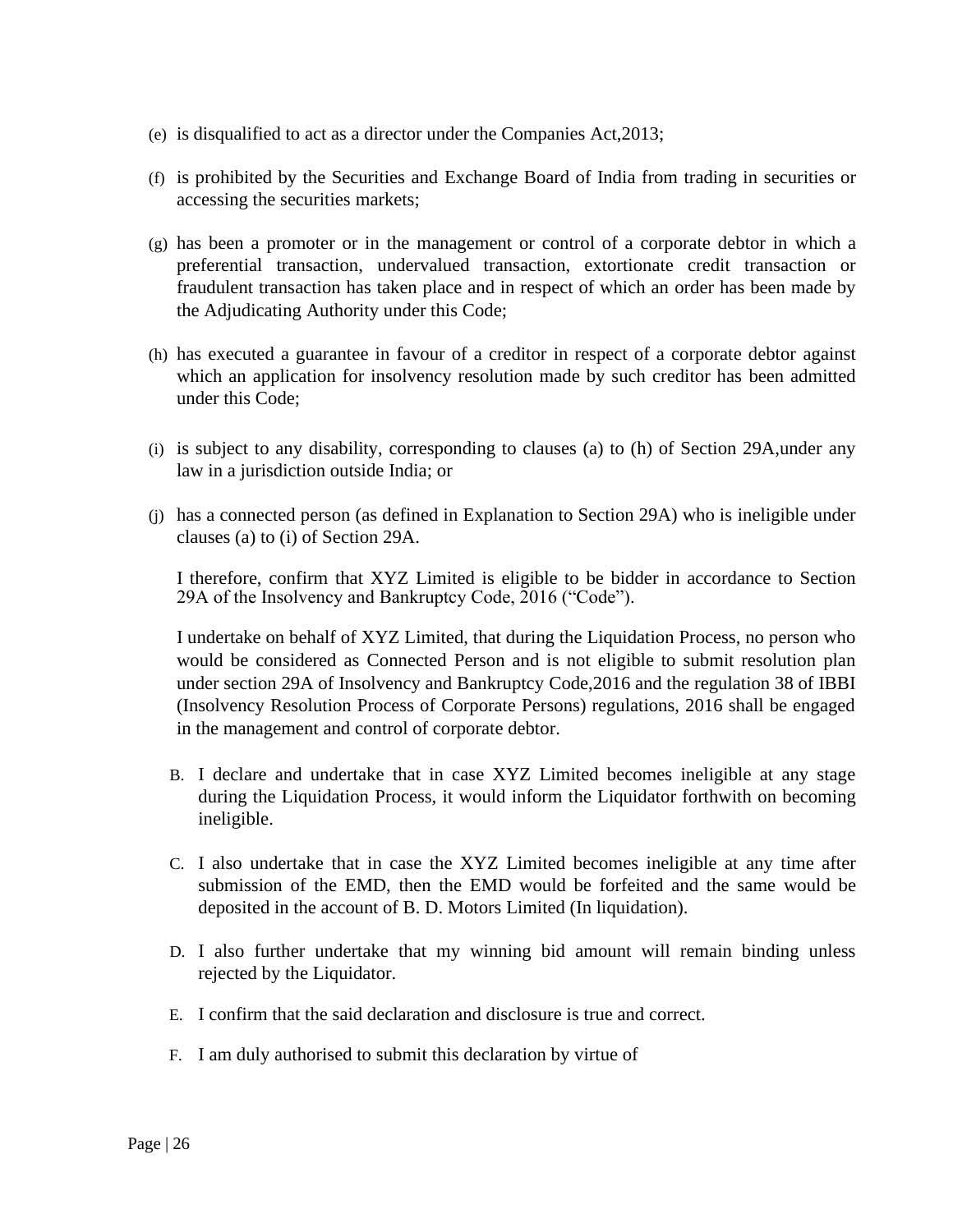(e) is disqualified to act as a director under the Companies Act,2013;

(f) is prohibited by the Securities and Exchange Board of India from trading in securities or accessing the securities markets;

(g) has been a promoter or in the management or control of a corporate debtor in which a preferential transaction, undervalued transaction, extortionate credit transaction or fraudulent transaction has taken place and in respect of which an order has been made by the Adjudicating Authority under this Code;

(h) has executed a guarantee in favour of a creditor in respect of a corporate debtor against which an application for insolvency resolution made by such creditor has been admitted under this Code;

(i) is subject to any disability, corresponding to clauses (a) to (h) of Section 29A,under any law in a jurisdiction outside India; or

(j) has a connected person (as defined in Explanation to Section 29A) who is ineligible under clauses (a) to (i) of Section 29A.

I therefore, confirm that XYZ Limited is eligible to be bidder in accordance to Section 29A of the Insolvency and Bankruptcy Code, 2016 ("Code").

I undertake on behalf of XYZ Limited, that during the Liquidation Process, no person who would be considered as Connected Person and is not eligible to submit resolution plan under section 29A of Insolvency and Bankruptcy Code,2016 and the regulation 38 of IBBI (Insolvency Resolution Process of Corporate Persons) regulations, 2016 shall be engaged in the management and control of corporate debtor.

B. I declare and undertake that in case XYZ Limited becomes ineligible at any stage during the Liquidation Process, it would inform the Liquidator forthwith on becoming ineligible.

C. I also undertake that in case the XYZ Limited becomes ineligible at any time after submission of the EMD, then the EMD would be forfeited and the same would be deposited in the account of B. D. Motors Limited (In liquidation).

D. I also further undertake that my winning bid amount will remain binding unless rejected by the Liquidator.

E. I confirm that the said declaration and disclosure is true and correct.

F. I am duly authorised to submit this declaration by virtue of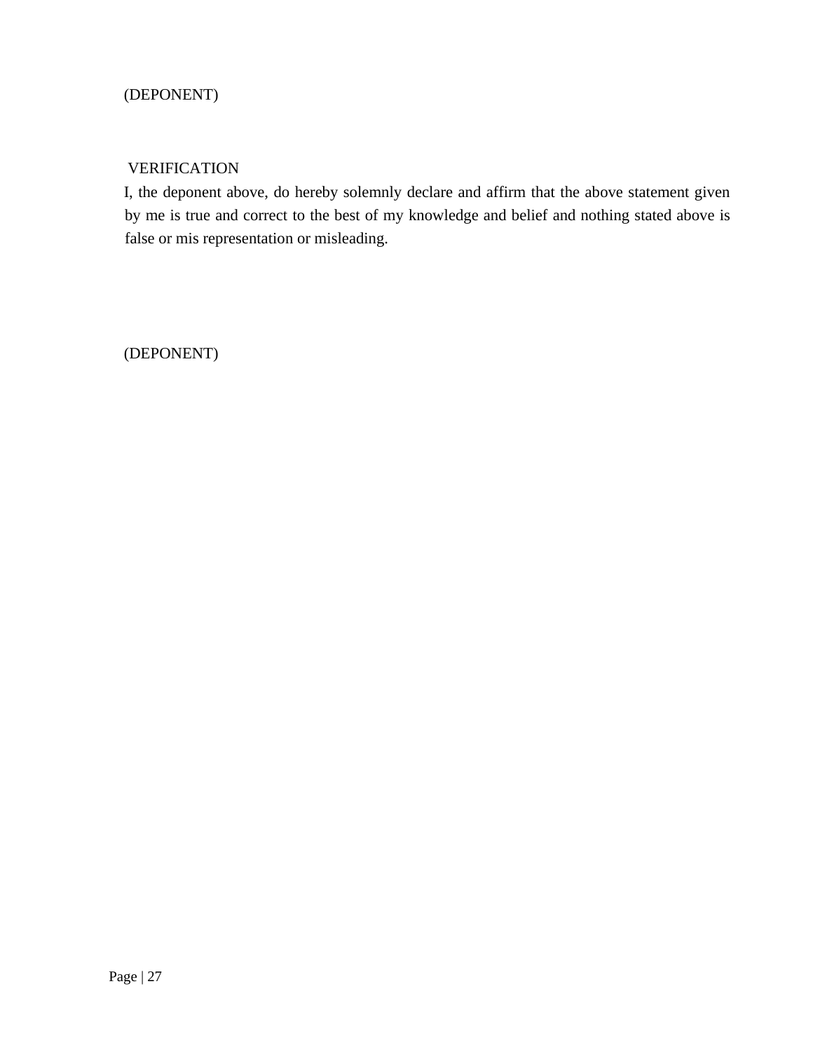(DEPONENT)

VERIFICATION

I, the deponent above, do hereby solemnly declare and affirm that the above statement given by me is true and correct to the best of my knowledge and belief and nothing stated above is false or mis representation or misleading.

(DEPONENT)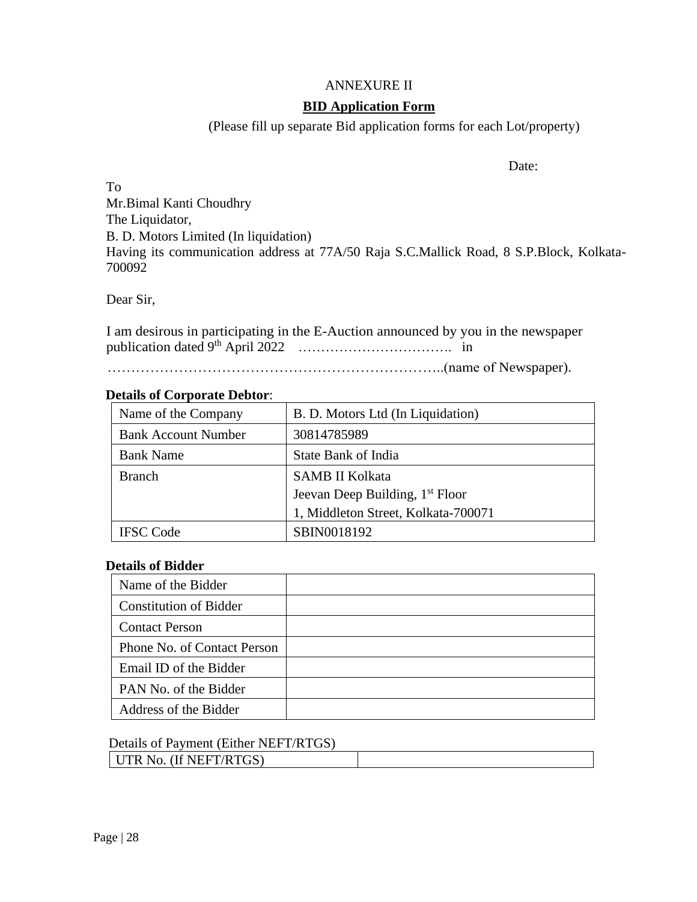ANNEXURE II

**BID Application Form**

(Please fill up separate Bid application forms for each Lot/property)

Date:

To
Mr.Bimal Kanti Choudhry
The Liquidator,
B. D. Motors Limited (In liquidation)
Having its communication address at 77A/50 Raja S.C.Mallick Road, 8 S.P.Block, Kolkata-700092

Dear Sir,

I am desirous in participating in the E-Auction announced by you in the newspaper publication dated 9th April 2022 ……………………………. in …………………………………………………………..(name of Newspaper).

**Details of Corporate Debtor**:

| Name of the Company | B. D. Motors Ltd (In Liquidation) |
|---|---|
| Bank Account Number | 30814785989 |
| Bank Name | State Bank of India |
| Branch | SAMB II Kolkata<br>Jeevan Deep Building, 1st Floor<br>1, Middleton Street, Kolkata-700071 |
| IFSC Code | SBIN0018192 |

**Details of Bidder**

| Name of the Bidder | |
|---|---|
| Constitution of Bidder | |
| Contact Person | |
| Phone No. of Contact Person | |
| Email ID of the Bidder | |
| PAN No. of the Bidder | |
| Address of the Bidder | |

Details of Payment (Either NEFT/RTGS)

| UTR No. (If NEFT/RTGS) | |
|---|---|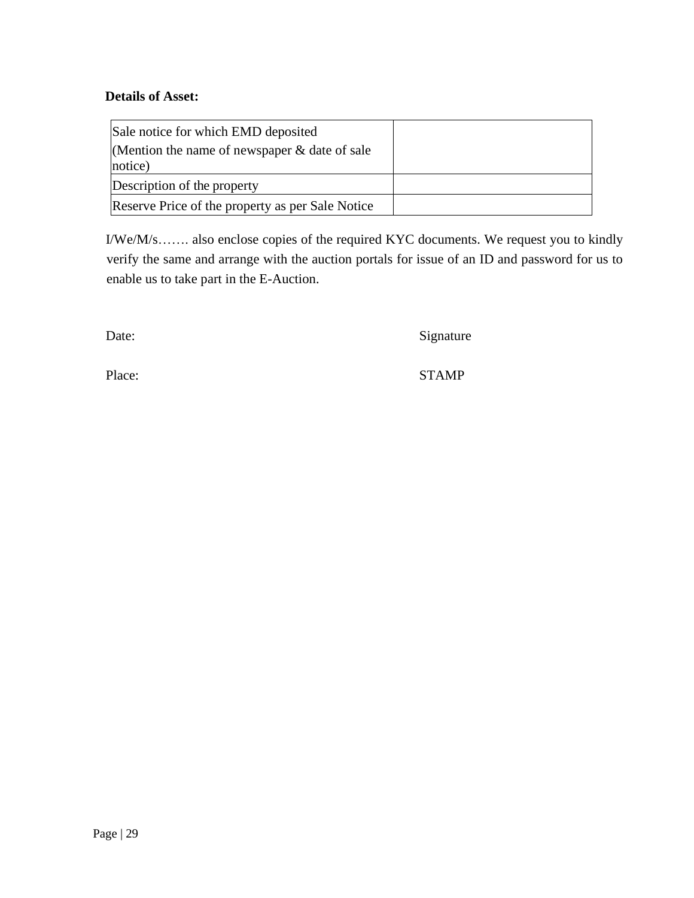**Details of Asset:**

| Sale notice for which EMD deposited (Mention the name of newspaper & date of sale notice) | |
|---|---|
| Description of the property | |
| Reserve Price of the property as per Sale Notice | |

I/We/M/s……. also enclose copies of the required KYC documents. We request you to kindly verify the same and arrange with the auction portals for issue of an ID and password for us to enable us to take part in the E-Auction.

Date: Signature

Place: STAMP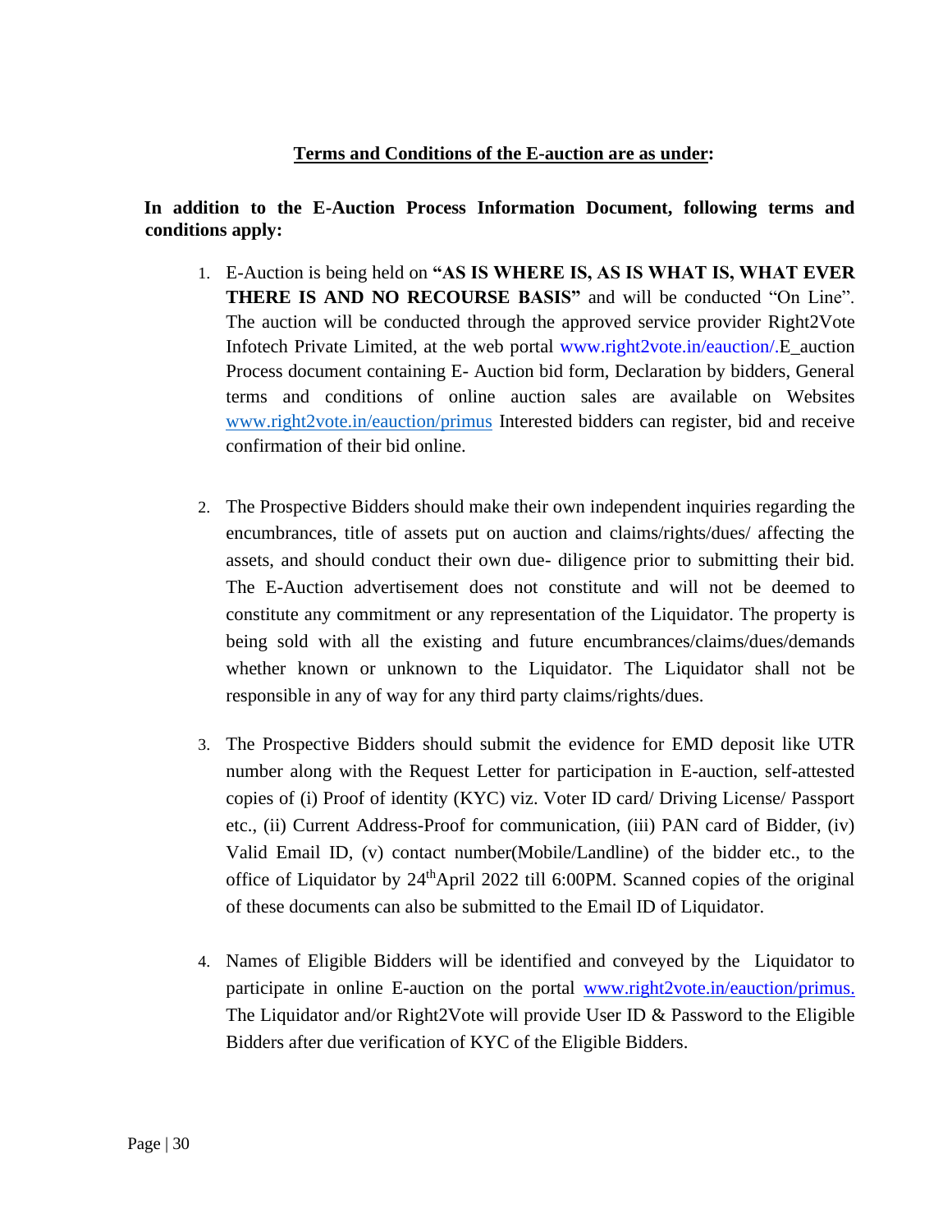## **Terms and Conditions of the E-auction are as under:**

**In addition to the E-Auction Process Information Document, following terms and conditions apply:**

1. E-Auction is being held on **"AS IS WHERE IS, AS IS WHAT IS, WHAT EVER THERE IS AND NO RECOURSE BASIS"** and will be conducted "On Line". The auction will be conducted through the approved service provider Right2Vote Infotech Private Limited, at the web portal www.right2vote.in/eauction/.E_auction Process document containing E- Auction bid form, Declaration by bidders, General terms and conditions of online auction sales are available on Websites www.right2vote.in/eauction/primus Interested bidders can register, bid and receive confirmation of their bid online.

2. The Prospective Bidders should make their own independent inquiries regarding the encumbrances, title of assets put on auction and claims/rights/dues/ affecting the assets, and should conduct their own due- diligence prior to submitting their bid. The E-Auction advertisement does not constitute and will not be deemed to constitute any commitment or any representation of the Liquidator. The property is being sold with all the existing and future encumbrances/claims/dues/demands whether known or unknown to the Liquidator. The Liquidator shall not be responsible in any of way for any third party claims/rights/dues.

3. The Prospective Bidders should submit the evidence for EMD deposit like UTR number along with the Request Letter for participation in E-auction, self-attested copies of (i) Proof of identity (KYC) viz. Voter ID card/ Driving License/ Passport etc., (ii) Current Address-Proof for communication, (iii) PAN card of Bidder, (iv) Valid Email ID, (v) contact number(Mobile/Landline) of the bidder etc., to the office of Liquidator by 24th April 2022 till 6:00PM. Scanned copies of the original of these documents can also be submitted to the Email ID of Liquidator.

4. Names of Eligible Bidders will be identified and conveyed by the Liquidator to participate in online E-auction on the portal www.right2vote.in/eauction/primus. The Liquidator and/or Right2Vote will provide User ID & Password to the Eligible Bidders after due verification of KYC of the Eligible Bidders.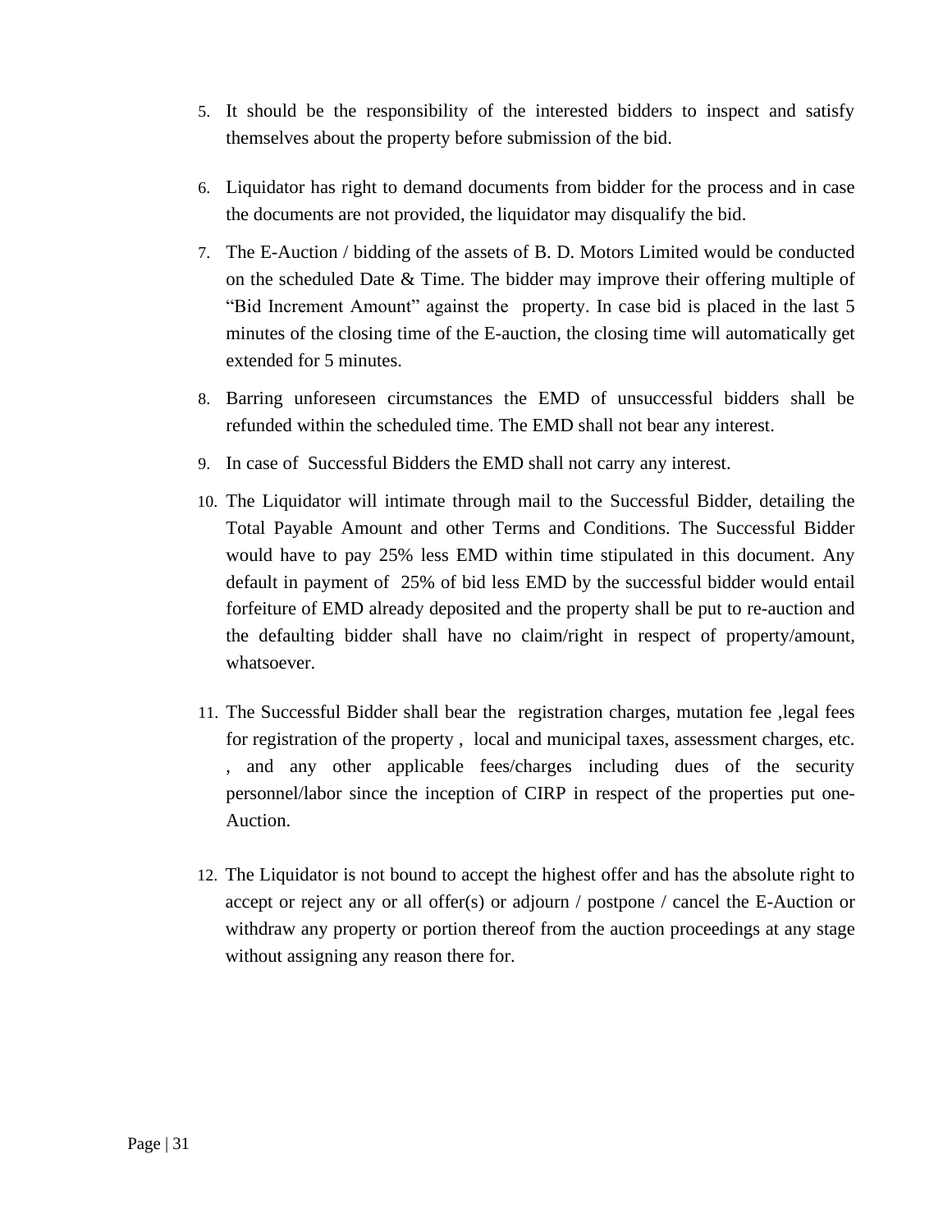5. It should be the responsibility of the interested bidders to inspect and satisfy themselves about the property before submission of the bid.

6. Liquidator has right to demand documents from bidder for the process and in case the documents are not provided, the liquidator may disqualify the bid.

7. The E-Auction / bidding of the assets of B. D. Motors Limited would be conducted on the scheduled Date & Time. The bidder may improve their offering multiple of "Bid Increment Amount" against the property. In case bid is placed in the last 5 minutes of the closing time of the E-auction, the closing time will automatically get extended for 5 minutes.

8. Barring unforeseen circumstances the EMD of unsuccessful bidders shall be refunded within the scheduled time. The EMD shall not bear any interest.

9. In case of Successful Bidders the EMD shall not carry any interest.

10. The Liquidator will intimate through mail to the Successful Bidder, detailing the Total Payable Amount and other Terms and Conditions. The Successful Bidder would have to pay 25% less EMD within time stipulated in this document. Any default in payment of 25% of bid less EMD by the successful bidder would entail forfeiture of EMD already deposited and the property shall be put to re-auction and the defaulting bidder shall have no claim/right in respect of property/amount, whatsoever.

11. The Successful Bidder shall bear the registration charges, mutation fee ,legal fees for registration of the property , local and municipal taxes, assessment charges, etc. , and any other applicable fees/charges including dues of the security personnel/labor since the inception of CIRP in respect of the properties put one-Auction.

12. The Liquidator is not bound to accept the highest offer and has the absolute right to accept or reject any or all offer(s) or adjourn / postpone / cancel the E-Auction or withdraw any property or portion thereof from the auction proceedings at any stage without assigning any reason there for.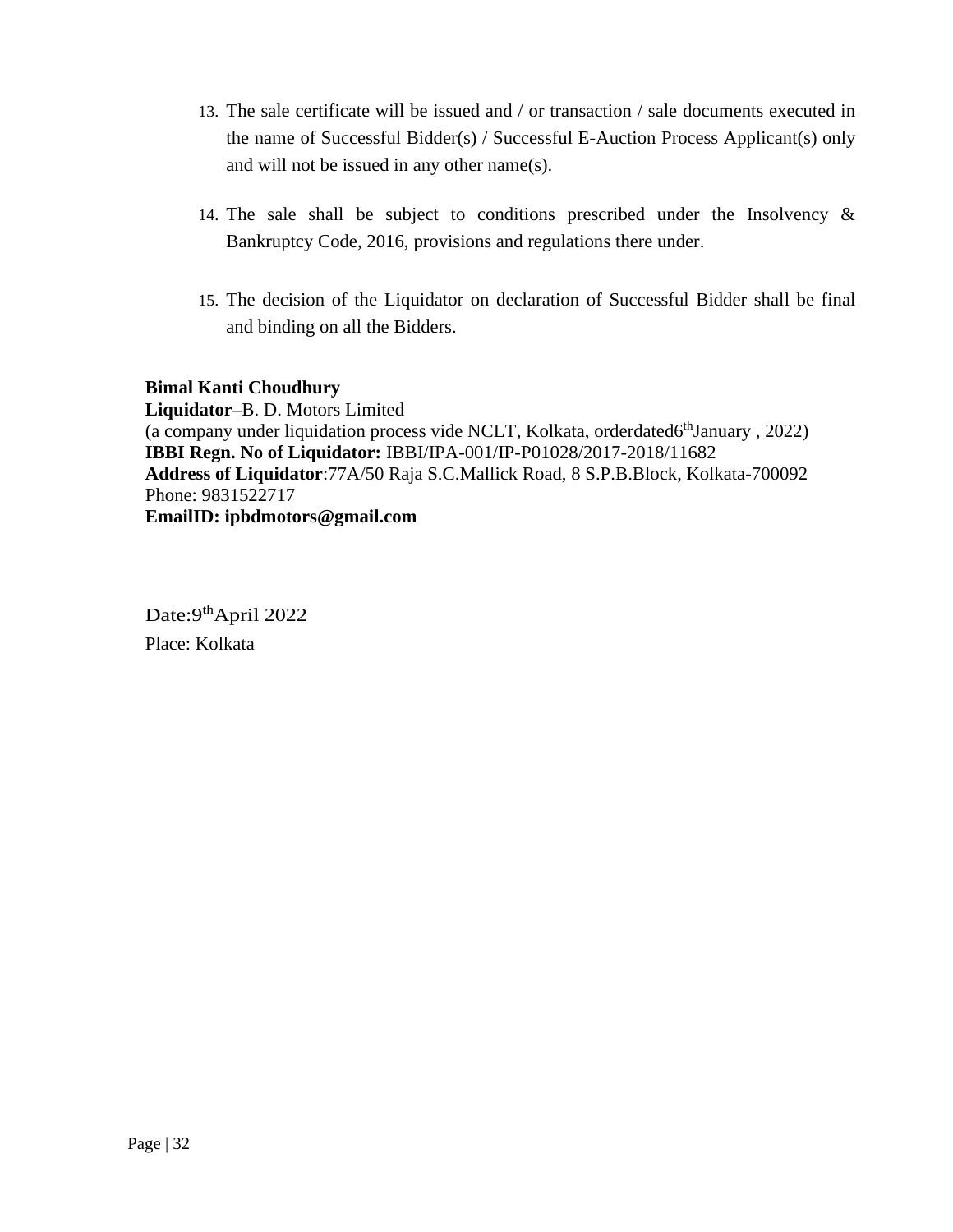13. The sale certificate will be issued and / or transaction / sale documents executed in the name of Successful Bidder(s) / Successful E-Auction Process Applicant(s) only and will not be issued in any other name(s).

14. The sale shall be subject to conditions prescribed under the Insolvency & Bankruptcy Code, 2016, provisions and regulations there under.

15. The decision of the Liquidator on declaration of Successful Bidder shall be final and binding on all the Bidders.

**Bimal Kanti Choudhury**
**Liquidator**–B. D. Motors Limited
(a company under liquidation process vide NCLT, Kolkata, orderdated6th January , 2022)
**IBBI Regn. No of Liquidator:** IBBI/IPA-001/IP-P01028/2017-2018/11682
**Address of Liquidator**:77A/50 Raja S.C.Mallick Road, 8 S.P.B.Block, Kolkata-700092
Phone: 9831522717
**EmailID: ipbdmotors@gmail.com**

Date:9th April 2022
Place: Kolkata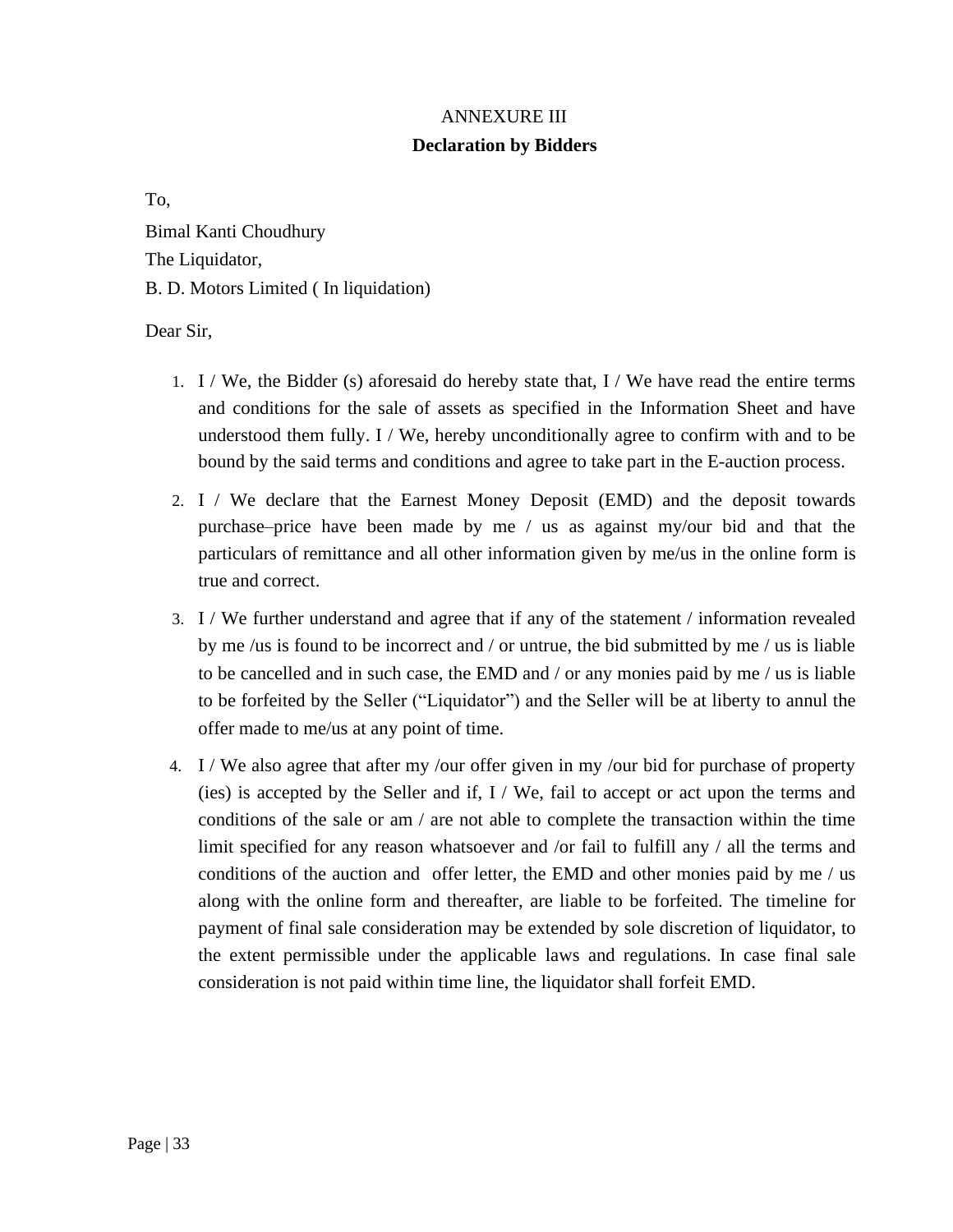ANNEXURE III

**Declaration by Bidders**

To,

Bimal Kanti Choudhury

The Liquidator,

B. D. Motors Limited ( In liquidation)

Dear Sir,

1. I / We, the Bidder (s) aforesaid do hereby state that, I / We have read the entire terms and conditions for the sale of assets as specified in the Information Sheet and have understood them fully. I / We, hereby unconditionally agree to confirm with and to be bound by the said terms and conditions and agree to take part in the E-auction process.
2. I / We declare that the Earnest Money Deposit (EMD) and the deposit towards purchase–price have been made by me / us as against my/our bid and that the particulars of remittance and all other information given by me/us in the online form is true and correct.
3. I / We further understand and agree that if any of the statement / information revealed by me /us is found to be incorrect and / or untrue, the bid submitted by me / us is liable to be cancelled and in such case, the EMD and / or any monies paid by me / us is liable to be forfeited by the Seller ("Liquidator") and the Seller will be at liberty to annul the offer made to me/us at any point of time.
4. I / We also agree that after my /our offer given in my /our bid for purchase of property (ies) is accepted by the Seller and if, I / We, fail to accept or act upon the terms and conditions of the sale or am / are not able to complete the transaction within the time limit specified for any reason whatsoever and /or fail to fulfill any / all the terms and conditions of the auction and offer letter, the EMD and other monies paid by me / us along with the online form and thereafter, are liable to be forfeited. The timeline for payment of final sale consideration may be extended by sole discretion of liquidator, to the extent permissible under the applicable laws and regulations. In case final sale consideration is not paid within time line, the liquidator shall forfeit EMD.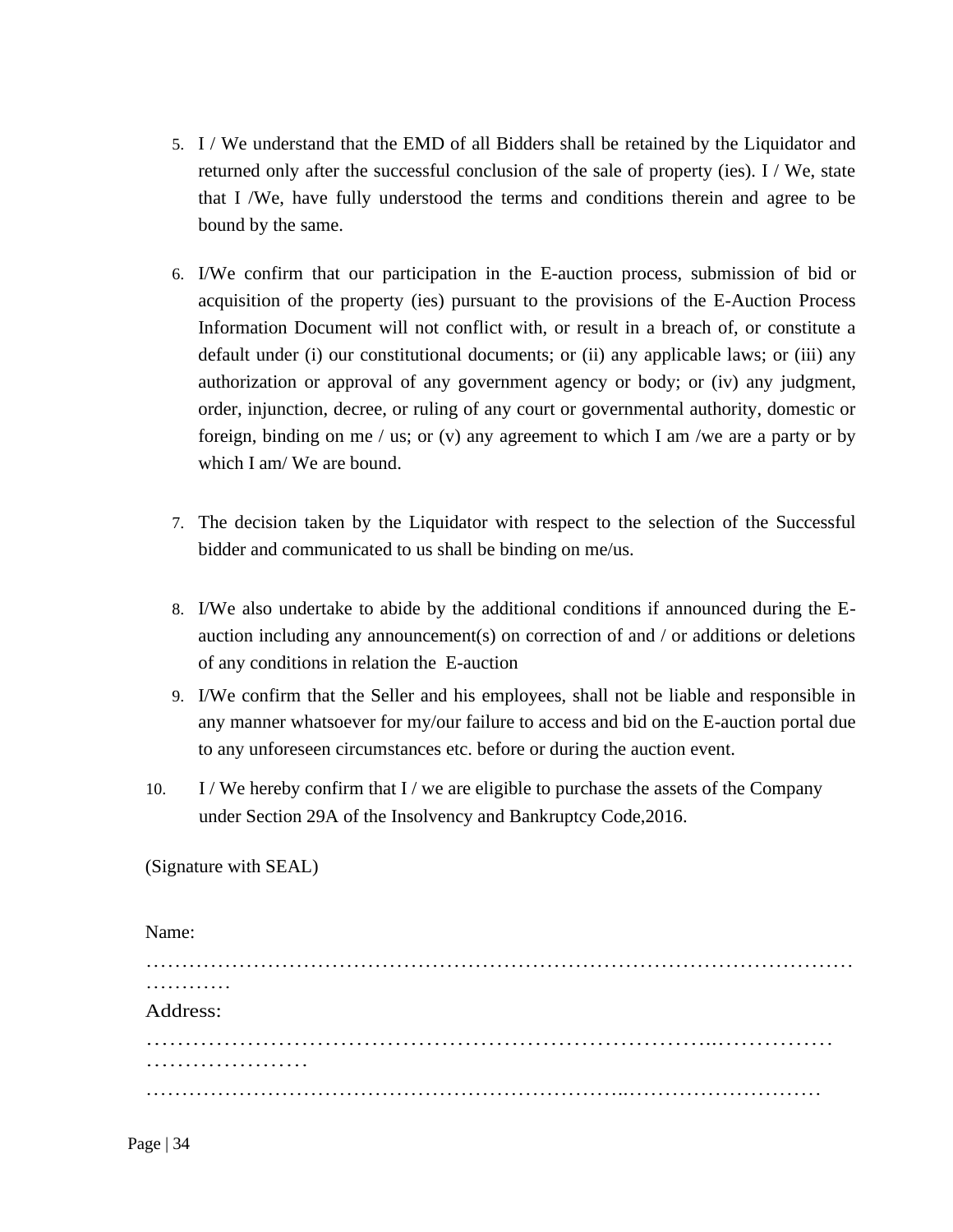5. I / We understand that the EMD of all Bidders shall be retained by the Liquidator and returned only after the successful conclusion of the sale of property (ies). I / We, state that I /We, have fully understood the terms and conditions therein and agree to be bound by the same.

6. I/We confirm that our participation in the E-auction process, submission of bid or acquisition of the property (ies) pursuant to the provisions of the E-Auction Process Information Document will not conflict with, or result in a breach of, or constitute a default under (i) our constitutional documents; or (ii) any applicable laws; or (iii) any authorization or approval of any government agency or body; or (iv) any judgment, order, injunction, decree, or ruling of any court or governmental authority, domestic or foreign, binding on me / us; or (v) any agreement to which I am /we are a party or by which I am/ We are bound.

7. The decision taken by the Liquidator with respect to the selection of the Successful bidder and communicated to us shall be binding on me/us.

8. I/We also undertake to abide by the additional conditions if announced during the E-auction including any announcement(s) on correction of and / or additions or deletions of any conditions in relation the E-auction

9. I/We confirm that the Seller and his employees, shall not be liable and responsible in any manner whatsoever for my/our failure to access and bid on the E-auction portal due to any unforeseen circumstances etc. before or during the auction event.

10. I / We hereby confirm that I / we are eligible to purchase the assets of the Company under Section 29A of the Insolvency and Bankruptcy Code,2016.

(Signature with SEAL)

Name:
…………………………………………………………………………………………………………

Address:
……………………………………………………………………..……………………………………

……………………………………………………………..………………………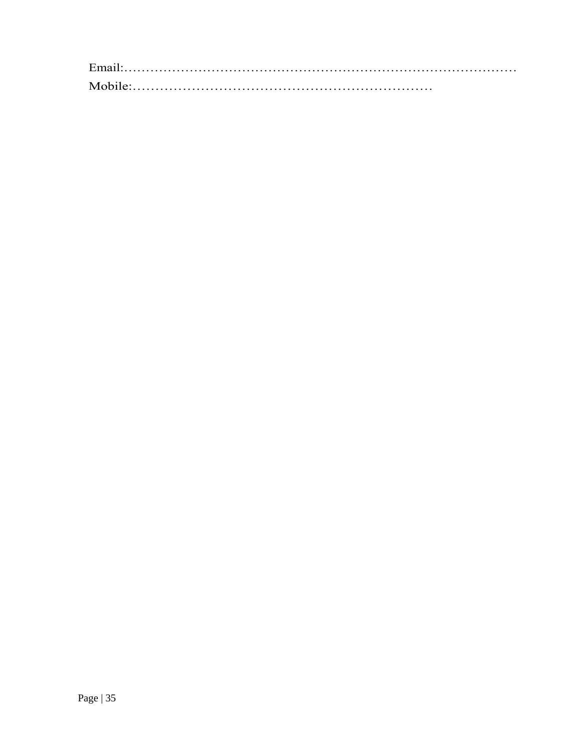Email:……………………………………………………………………………

Mobile:…………………………………………………………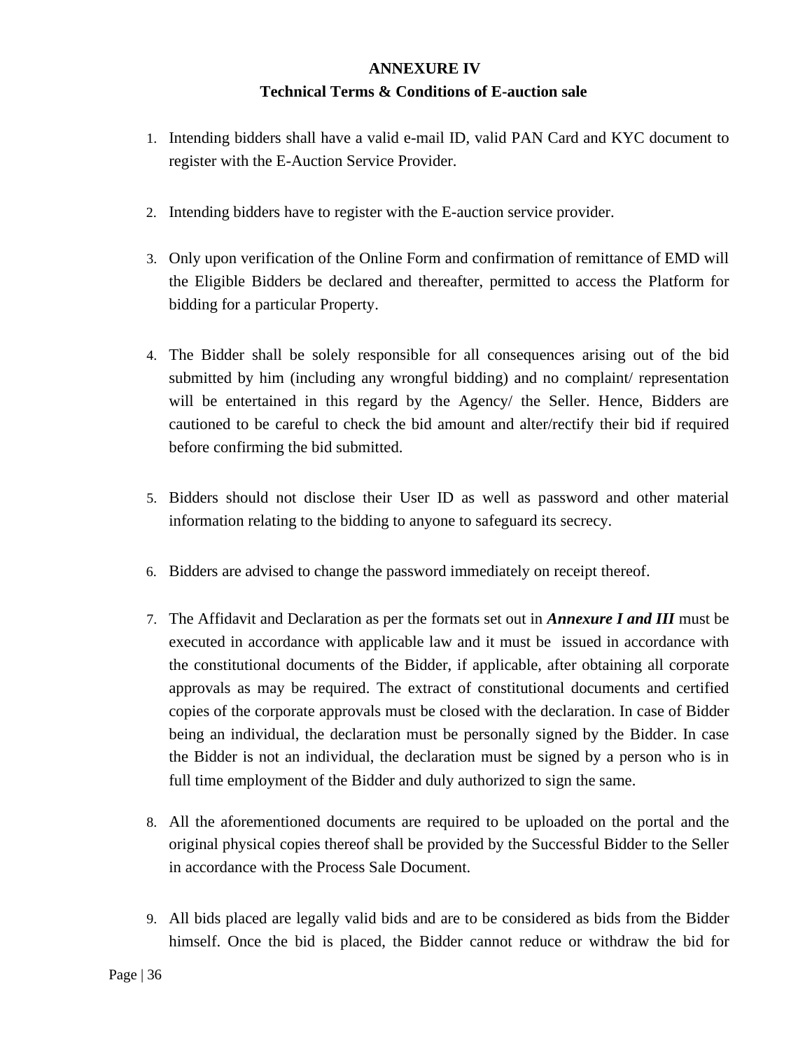## ANNEXURE IV

## Technical Terms & Conditions of E-auction sale

1. Intending bidders shall have a valid e-mail ID, valid PAN Card and KYC document to register with the E-Auction Service Provider.

2. Intending bidders have to register with the E-auction service provider.

3. Only upon verification of the Online Form and confirmation of remittance of EMD will the Eligible Bidders be declared and thereafter, permitted to access the Platform for bidding for a particular Property.

4. The Bidder shall be solely responsible for all consequences arising out of the bid submitted by him (including any wrongful bidding) and no complaint/ representation will be entertained in this regard by the Agency/ the Seller. Hence, Bidders are cautioned to be careful to check the bid amount and alter/rectify their bid if required before confirming the bid submitted.

5. Bidders should not disclose their User ID as well as password and other material information relating to the bidding to anyone to safeguard its secrecy.

6. Bidders are advised to change the password immediately on receipt thereof.

7. The Affidavit and Declaration as per the formats set out in ***Annexure I and III*** must be executed in accordance with applicable law and it must be issued in accordance with the constitutional documents of the Bidder, if applicable, after obtaining all corporate approvals as may be required. The extract of constitutional documents and certified copies of the corporate approvals must be closed with the declaration. In case of Bidder being an individual, the declaration must be personally signed by the Bidder. In case the Bidder is not an individual, the declaration must be signed by a person who is in full time employment of the Bidder and duly authorized to sign the same.

8. All the aforementioned documents are required to be uploaded on the portal and the original physical copies thereof shall be provided by the Successful Bidder to the Seller in accordance with the Process Sale Document.

9. All bids placed are legally valid bids and are to be considered as bids from the Bidder himself. Once the bid is placed, the Bidder cannot reduce or withdraw the bid for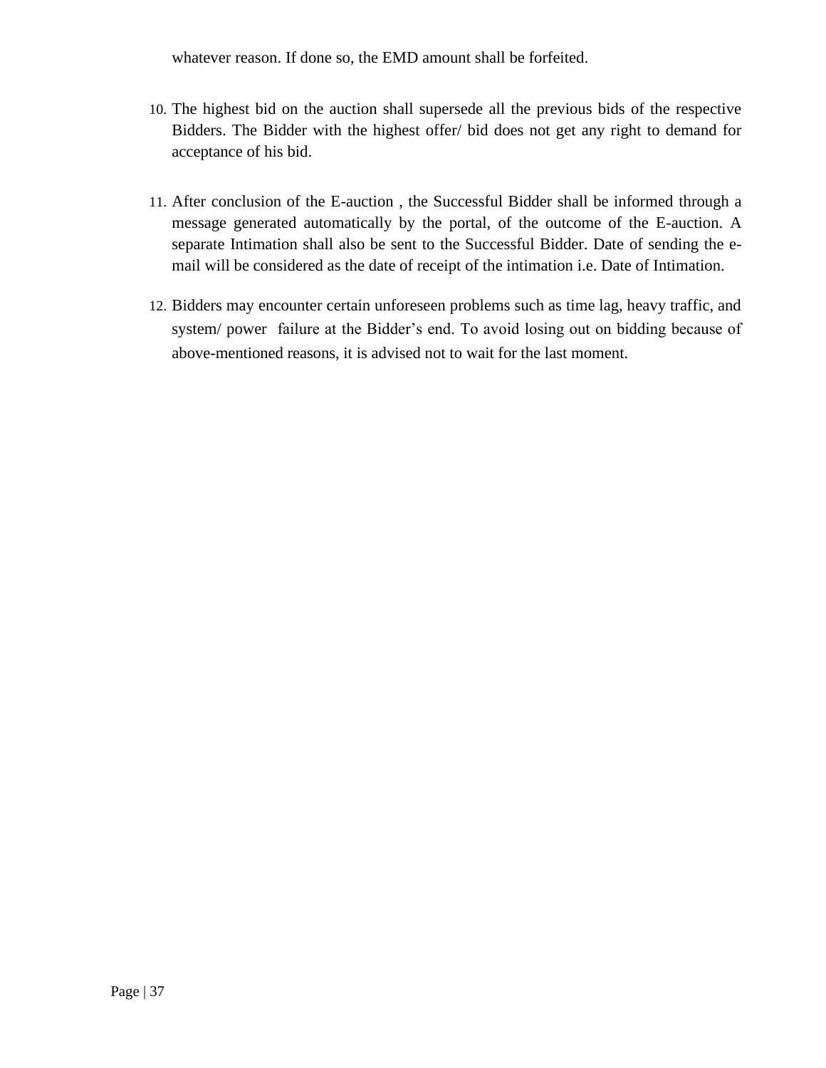whatever reason. If done so, the EMD amount shall be forfeited.

10. The highest bid on the auction shall supersede all the previous bids of the respective Bidders. The Bidder with the highest offer/ bid does not get any right to demand for acceptance of his bid.

11. After conclusion of the E-auction , the Successful Bidder shall be informed through a message generated automatically by the portal, of the outcome of the E-auction. A separate Intimation shall also be sent to the Successful Bidder. Date of sending the e-mail will be considered as the date of receipt of the intimation i.e. Date of Intimation.

12. Bidders may encounter certain unforeseen problems such as time lag, heavy traffic, and system/ power failure at the Bidder's end. To avoid losing out on bidding because of above-mentioned reasons, it is advised not to wait for the last moment.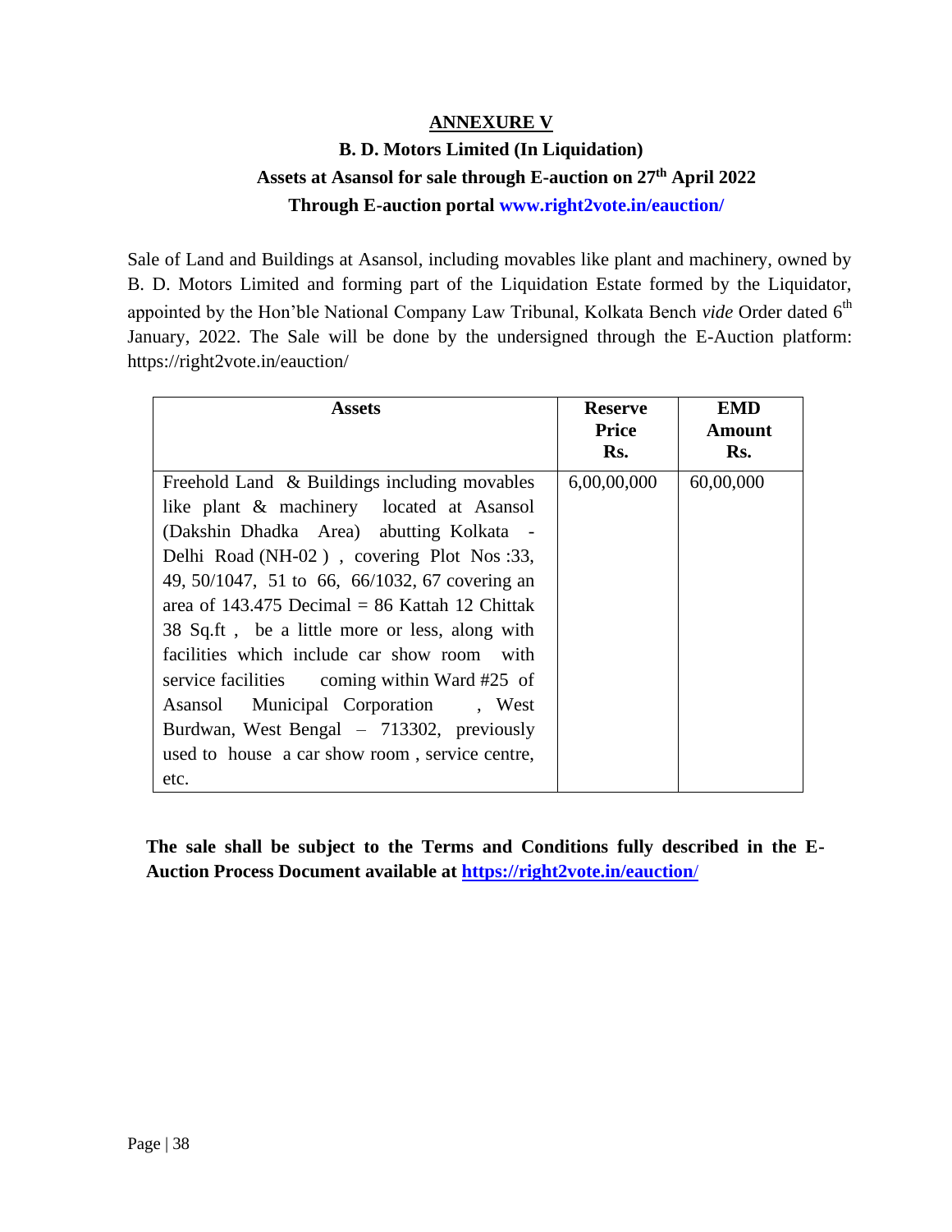# ANNEXURE V

## B. D. Motors Limited (In Liquidation)

## Assets at Asansol for sale through E-auction on 27th April 2022

## Through E-auction portal www.right2vote.in/eauction/

Sale of Land and Buildings at Asansol, including movables like plant and machinery, owned by B. D. Motors Limited and forming part of the Liquidation Estate formed by the Liquidator, appointed by the Hon'ble National Company Law Tribunal, Kolkata Bench *vide* Order dated 6th January, 2022. The Sale will be done by the undersigned through the E-Auction platform: https://right2vote.in/eauction/

| Assets | Reserve Price Rs. | EMD Amount Rs. |
|---|---|---|
| Freehold Land & Buildings including movables like plant & machinery located at Asansol (Dakshin Dhadka Area) abutting Kolkata - Delhi Road (NH-02 ) , covering Plot Nos :33, 49, 50/1047, 51 to 66, 66/1032, 67 covering an area of 143.475 Decimal = 86 Kattah 12 Chittak 38 Sq.ft , be a little more or less, along with facilities which include car show room with service facilities coming within Ward #25 of Asansol Municipal Corporation , West Burdwan, West Bengal – 713302, previously used to house a car show room , service centre, etc. | 6,00,00,000 | 60,00,000 |

**The sale shall be subject to the Terms and Conditions fully described in the E-Auction Process Document available at https://right2vote.in/eauction/**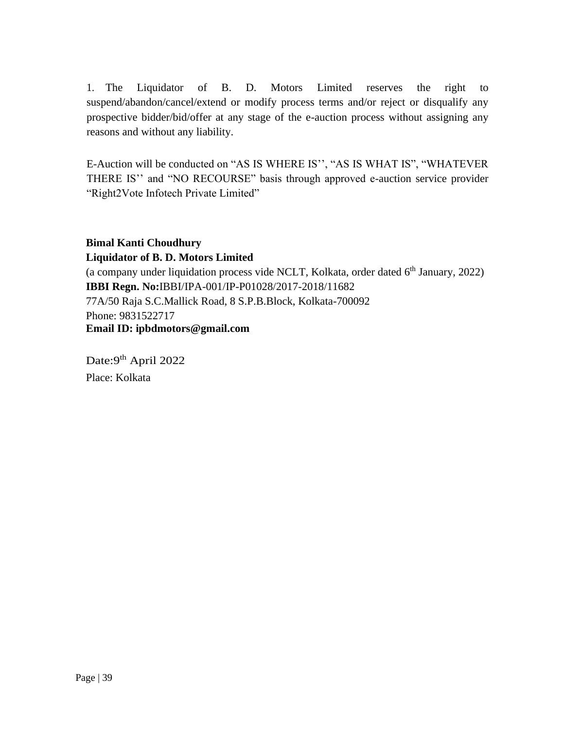1. The Liquidator of B. D. Motors Limited reserves the right to suspend/abandon/cancel/extend or modify process terms and/or reject or disqualify any prospective bidder/bid/offer at any stage of the e-auction process without assigning any reasons and without any liability.

E-Auction will be conducted on "AS IS WHERE IS'', "AS IS WHAT IS", "WHATEVER THERE IS'' and "NO RECOURSE" basis through approved e-auction service provider "Right2Vote Infotech Private Limited"

**Bimal Kanti Choudhury**
**Liquidator of B. D. Motors Limited**
(a company under liquidation process vide NCLT, Kolkata, order dated 6th January, 2022)
**IBBI Regn. No:**IBBI/IPA-001/IP-P01028/2017-2018/11682
77A/50 Raja S.C.Mallick Road, 8 S.P.B.Block, Kolkata-700092
Phone: 9831522717
**Email ID: ipbdmotors@gmail.com**

Date:9th April 2022
Place: Kolkata